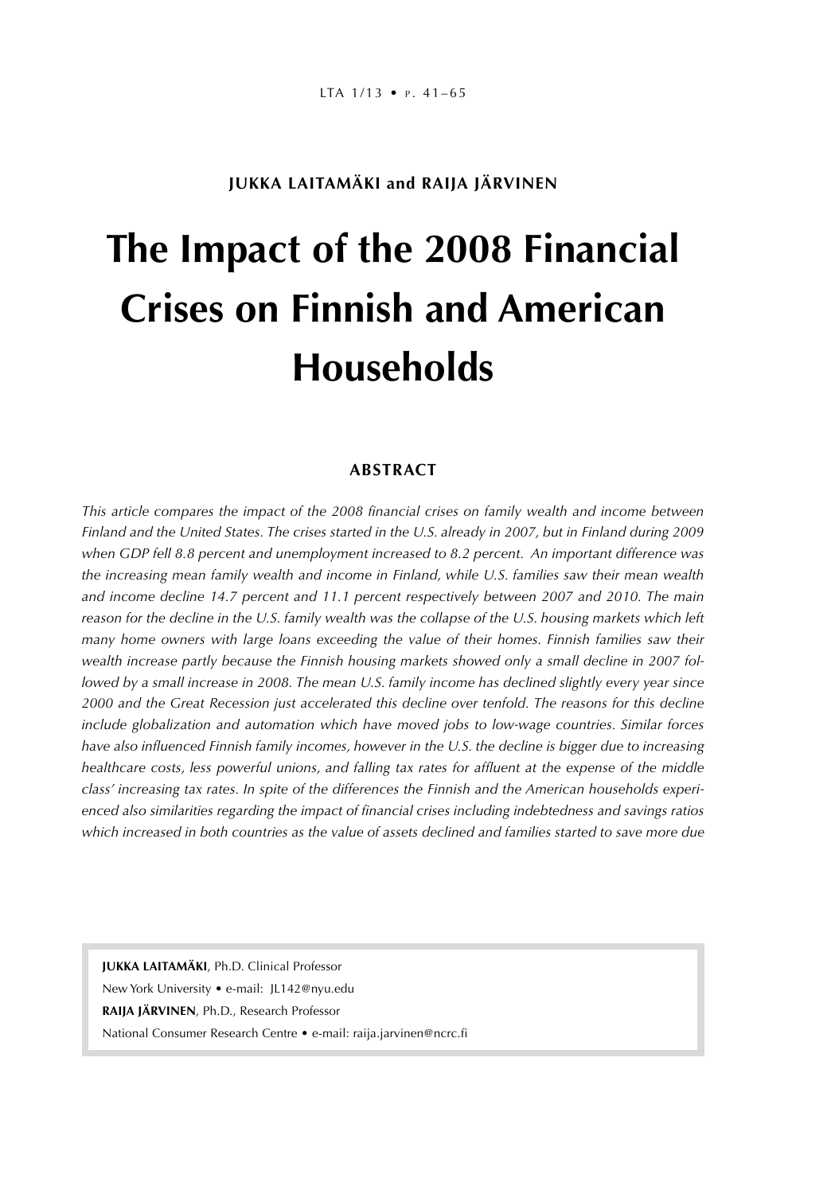**JUKKA LAITAMÄKI and RAIJA JÄRVINEN**

# The Impact of the 2008 Financial Crises on Finnish and American Households

## ABSTRACT

*This article compares the impact of the 2008 financial crises on family wealth and income between Finland and the United States. The crises started in the U.S. already in 2007, but in Finland during 2009 when GDP fell 8.8 percent and unemployment increased to 8.2 percent. An important difference was the increasing mean family wealth and income in Finland, while U.S. families saw their mean wealth and income decline 14.7 percent and 11.1 percent respectively between 2007 and 2010. The main reason for the decline in the U.S. family wealth was the collapse of the U.S. housing markets which left many home owners with large loans exceeding the value of their homes. Finnish families saw their wealth increase partly because the Finnish housing markets showed only a small decline in 2007 followed by a small increase in 2008. The mean U.S. family income has declined slightly every year since 2000 and the Great Recession just accelerated this decline over tenfold. The reasons for this decline include globalization and automation which have moved jobs to low-wage countries. Similar forces have also influenced Finnish family incomes, however in the U.S. the decline is bigger due to increasing healthcare costs, less powerful unions, and falling tax rates for affluent at the expense of the middle class' increasing tax rates. In spite of the differences the Finnish and the American households experienced also similarities regarding the impact of financial crises including indebtedness and savings ratios which increased in both countries as the value of assets declined and families started to save more due*

**JUKKA LAITAMÄKI**, Ph.D. Clinical Professor
New York University • e-mail: JL142@nyu.edu
**RAIJA JÄRVINEN**, Ph.D., Research Professor
National Consumer Research Centre • e-mail: raija.jarvinen@ncrc.fi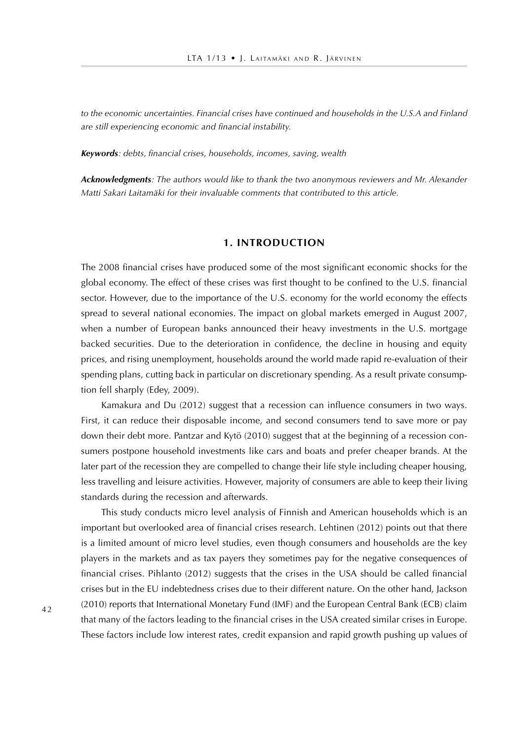*to the economic uncertainties. Financial crises have continued and households in the U.S.A and Finland are still experiencing economic and financial instability.*

***Keywords****: debts, financial crises, households, incomes, saving, wealth*

***Acknowledgments****: The authors would like to thank the two anonymous reviewers and Mr. Alexander Matti Sakari Laitamäki for their invaluable comments that contributed to this article.*

## 1. INTRODUCTION

The 2008 financial crises have produced some of the most significant economic shocks for the global economy. The effect of these crises was first thought to be confined to the U.S. financial sector. However, due to the importance of the U.S. economy for the world economy the effects spread to several national economies. The impact on global markets emerged in August 2007, when a number of European banks announced their heavy investments in the U.S. mortgage backed securities. Due to the deterioration in confidence, the decline in housing and equity prices, and rising unemployment, households around the world made rapid re-evaluation of their spending plans, cutting back in particular on discretionary spending. As a result private consumption fell sharply (Edey, 2009).

Kamakura and Du (2012) suggest that a recession can influence consumers in two ways. First, it can reduce their disposable income, and second consumers tend to save more or pay down their debt more. Pantzar and Kytö (2010) suggest that at the beginning of a recession consumers postpone household investments like cars and boats and prefer cheaper brands. At the later part of the recession they are compelled to change their life style including cheaper housing, less travelling and leisure activities. However, majority of consumers are able to keep their living standards during the recession and afterwards.

This study conducts micro level analysis of Finnish and American households which is an important but overlooked area of financial crises research. Lehtinen (2012) points out that there is a limited amount of micro level studies, even though consumers and households are the key players in the markets and as tax payers they sometimes pay for the negative consequences of financial crises. Pihlanto (2012) suggests that the crises in the USA should be called financial crises but in the EU indebtedness crises due to their different nature. On the other hand, Jackson (2010) reports that International Monetary Fund (IMF) and the European Central Bank (ECB) claim that many of the factors leading to the financial crises in the USA created similar crises in Europe. These factors include low interest rates, credit expansion and rapid growth pushing up values of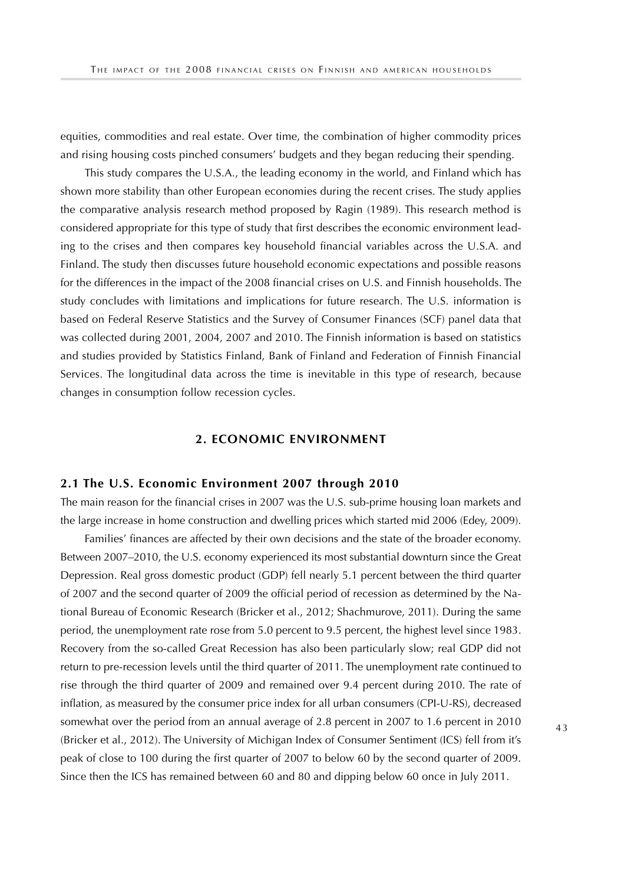equities, commodities and real estate. Over time, the combination of higher commodity prices and rising housing costs pinched consumers' budgets and they began reducing their spending.

This study compares the U.S.A., the leading economy in the world, and Finland which has shown more stability than other European economies during the recent crises. The study applies the comparative analysis research method proposed by Ragin (1989). This research method is considered appropriate for this type of study that first describes the economic environment leading to the crises and then compares key household financial variables across the U.S.A. and Finland. The study then discusses future household economic expectations and possible reasons for the differences in the impact of the 2008 financial crises on U.S. and Finnish households. The study concludes with limitations and implications for future research. The U.S. information is based on Federal Reserve Statistics and the Survey of Consumer Finances (SCF) panel data that was collected during 2001, 2004, 2007 and 2010. The Finnish information is based on statistics and studies provided by Statistics Finland, Bank of Finland and Federation of Finnish Financial Services. The longitudinal data across the time is inevitable in this type of research, because changes in consumption follow recession cycles.

## 2. ECONOMIC ENVIRONMENT

### 2.1 The U.S. Economic Environment 2007 through 2010

The main reason for the financial crises in 2007 was the U.S. sub-prime housing loan markets and the large increase in home construction and dwelling prices which started mid 2006 (Edey, 2009).

Families' finances are affected by their own decisions and the state of the broader economy. Between 2007–2010, the U.S. economy experienced its most substantial downturn since the Great Depression. Real gross domestic product (GDP) fell nearly 5.1 percent between the third quarter of 2007 and the second quarter of 2009 the official period of recession as determined by the National Bureau of Economic Research (Bricker et al., 2012; Shachmurove, 2011). During the same period, the unemployment rate rose from 5.0 percent to 9.5 percent, the highest level since 1983. Recovery from the so-called Great Recession has also been particularly slow; real GDP did not return to pre-recession levels until the third quarter of 2011. The unemployment rate continued to rise through the third quarter of 2009 and remained over 9.4 percent during 2010. The rate of inflation, as measured by the consumer price index for all urban consumers (CPI-U-RS), decreased somewhat over the period from an annual average of 2.8 percent in 2007 to 1.6 percent in 2010 (Bricker et al., 2012). The University of Michigan Index of Consumer Sentiment (ICS) fell from it's peak of close to 100 during the first quarter of 2007 to below 60 by the second quarter of 2009. Since then the ICS has remained between 60 and 80 and dipping below 60 once in July 2011.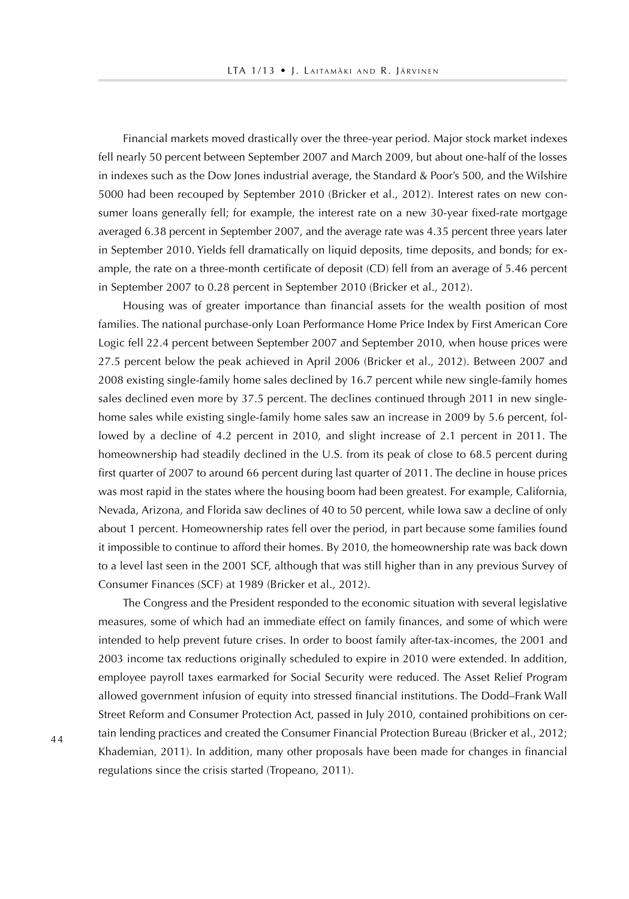Financial markets moved drastically over the three-year period. Major stock market indexes fell nearly 50 percent between September 2007 and March 2009, but about one-half of the losses in indexes such as the Dow Jones industrial average, the Standard & Poor's 500, and the Wilshire 5000 had been recouped by September 2010 (Bricker et al., 2012). Interest rates on new consumer loans generally fell; for example, the interest rate on a new 30-year fixed-rate mortgage averaged 6.38 percent in September 2007, and the average rate was 4.35 percent three years later in September 2010. Yields fell dramatically on liquid deposits, time deposits, and bonds; for example, the rate on a three-month certificate of deposit (CD) fell from an average of 5.46 percent in September 2007 to 0.28 percent in September 2010 (Bricker et al., 2012).

Housing was of greater importance than financial assets for the wealth position of most families. The national purchase-only Loan Performance Home Price Index by First American Core Logic fell 22.4 percent between September 2007 and September 2010, when house prices were 27.5 percent below the peak achieved in April 2006 (Bricker et al., 2012). Between 2007 and 2008 existing single-family home sales declined by 16.7 percent while new single-family homes sales declined even more by 37.5 percent. The declines continued through 2011 in new single-home sales while existing single-family home sales saw an increase in 2009 by 5.6 percent, followed by a decline of 4.2 percent in 2010, and slight increase of 2.1 percent in 2011. The homeownership had steadily declined in the U.S. from its peak of close to 68.5 percent during first quarter of 2007 to around 66 percent during last quarter of 2011. The decline in house prices was most rapid in the states where the housing boom had been greatest. For example, California, Nevada, Arizona, and Florida saw declines of 40 to 50 percent, while Iowa saw a decline of only about 1 percent. Homeownership rates fell over the period, in part because some families found it impossible to continue to afford their homes. By 2010, the homeownership rate was back down to a level last seen in the 2001 SCF, although that was still higher than in any previous Survey of Consumer Finances (SCF) at 1989 (Bricker et al., 2012).

The Congress and the President responded to the economic situation with several legislative measures, some of which had an immediate effect on family finances, and some of which were intended to help prevent future crises. In order to boost family after-tax-incomes, the 2001 and 2003 income tax reductions originally scheduled to expire in 2010 were extended. In addition, employee payroll taxes earmarked for Social Security were reduced. The Asset Relief Program allowed government infusion of equity into stressed financial institutions. The Dodd–Frank Wall Street Reform and Consumer Protection Act, passed in July 2010, contained prohibitions on certain lending practices and created the Consumer Financial Protection Bureau (Bricker et al., 2012; Khademian, 2011). In addition, many other proposals have been made for changes in financial regulations since the crisis started (Tropeano, 2011).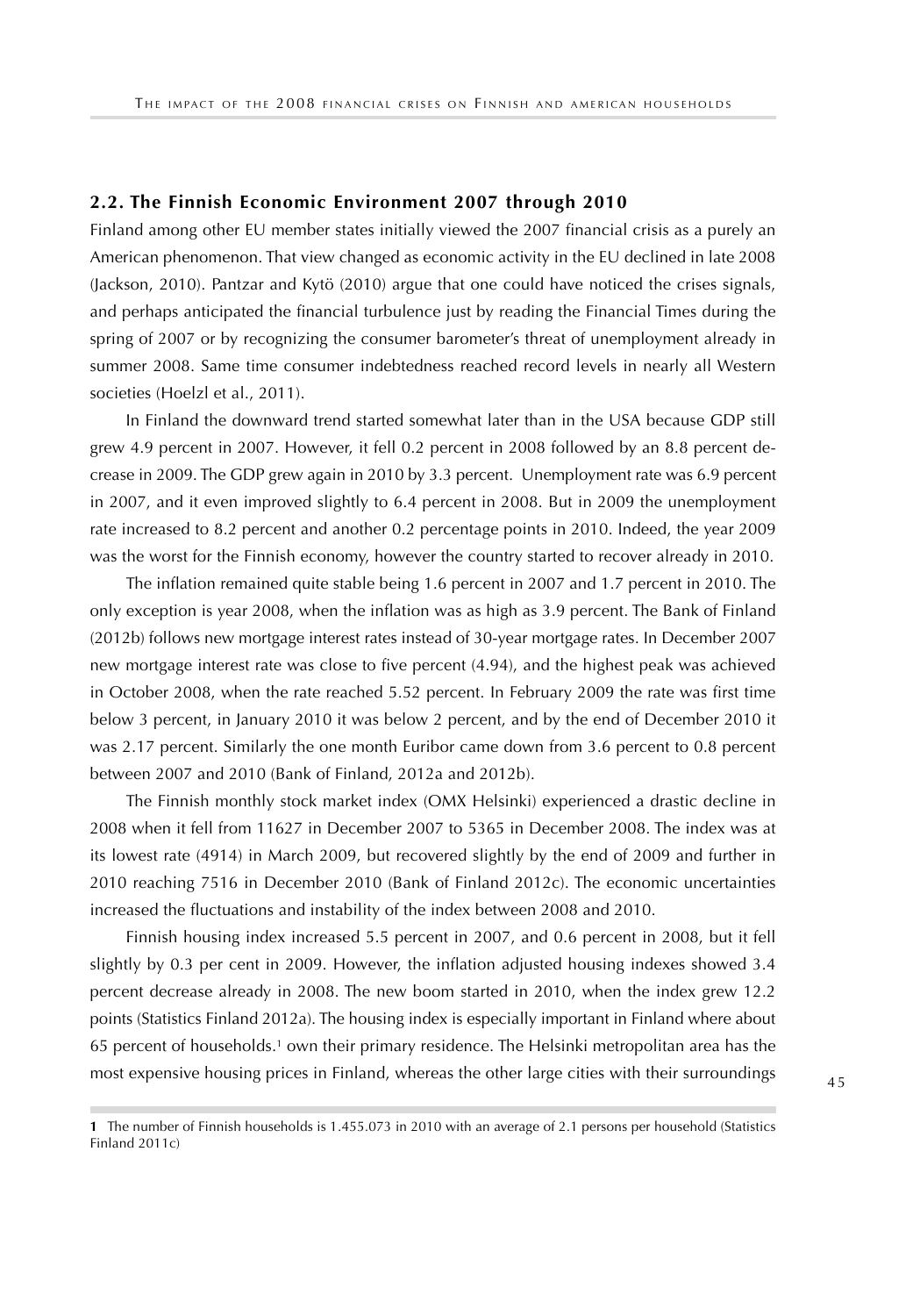## 2.2. The Finnish Economic Environment 2007 through 2010

Finland among other EU member states initially viewed the 2007 financial crisis as a purely an American phenomenon. That view changed as economic activity in the EU declined in late 2008 (Jackson, 2010). Pantzar and Kytö (2010) argue that one could have noticed the crises signals, and perhaps anticipated the financial turbulence just by reading the Financial Times during the spring of 2007 or by recognizing the consumer barometer's threat of unemployment already in summer 2008. Same time consumer indebtedness reached record levels in nearly all Western societies (Hoelzl et al., 2011).

In Finland the downward trend started somewhat later than in the USA because GDP still grew 4.9 percent in 2007. However, it fell 0.2 percent in 2008 followed by an 8.8 percent decrease in 2009. The GDP grew again in 2010 by 3.3 percent. Unemployment rate was 6.9 percent in 2007, and it even improved slightly to 6.4 percent in 2008. But in 2009 the unemployment rate increased to 8.2 percent and another 0.2 percentage points in 2010. Indeed, the year 2009 was the worst for the Finnish economy, however the country started to recover already in 2010.

The inflation remained quite stable being 1.6 percent in 2007 and 1.7 percent in 2010. The only exception is year 2008, when the inflation was as high as 3.9 percent. The Bank of Finland (2012b) follows new mortgage interest rates instead of 30-year mortgage rates. In December 2007 new mortgage interest rate was close to five percent (4.94), and the highest peak was achieved in October 2008, when the rate reached 5.52 percent. In February 2009 the rate was first time below 3 percent, in January 2010 it was below 2 percent, and by the end of December 2010 it was 2.17 percent. Similarly the one month Euribor came down from 3.6 percent to 0.8 percent between 2007 and 2010 (Bank of Finland, 2012a and 2012b).

The Finnish monthly stock market index (OMX Helsinki) experienced a drastic decline in 2008 when it fell from 11627 in December 2007 to 5365 in December 2008. The index was at its lowest rate (4914) in March 2009, but recovered slightly by the end of 2009 and further in 2010 reaching 7516 in December 2010 (Bank of Finland 2012c). The economic uncertainties increased the fluctuations and instability of the index between 2008 and 2010.

Finnish housing index increased 5.5 percent in 2007, and 0.6 percent in 2008, but it fell slightly by 0.3 per cent in 2009. However, the inflation adjusted housing indexes showed 3.4 percent decrease already in 2008. The new boom started in 2010, when the index grew 12.2 points (Statistics Finland 2012a). The housing index is especially important in Finland where about 65 percent of households.[1] own their primary residence. The Helsinki metropolitan area has the most expensive housing prices in Finland, whereas the other large cities with their surroundings

**1** The number of Finnish households is 1.455.073 in 2010 with an average of 2.1 persons per household (Statistics Finland 2011c)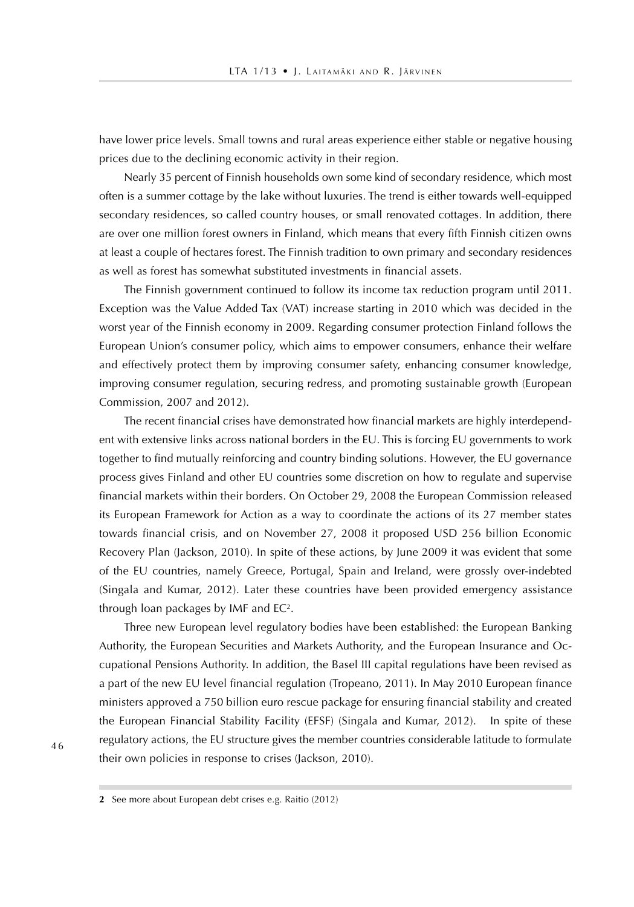have lower price levels. Small towns and rural areas experience either stable or negative housing prices due to the declining economic activity in their region.

Nearly 35 percent of Finnish households own some kind of secondary residence, which most often is a summer cottage by the lake without luxuries. The trend is either towards well-equipped secondary residences, so called country houses, or small renovated cottages. In addition, there are over one million forest owners in Finland, which means that every fifth Finnish citizen owns at least a couple of hectares forest. The Finnish tradition to own primary and secondary residences as well as forest has somewhat substituted investments in financial assets.

The Finnish government continued to follow its income tax reduction program until 2011. Exception was the Value Added Tax (VAT) increase starting in 2010 which was decided in the worst year of the Finnish economy in 2009. Regarding consumer protection Finland follows the European Union's consumer policy, which aims to empower consumers, enhance their welfare and effectively protect them by improving consumer safety, enhancing consumer knowledge, improving consumer regulation, securing redress, and promoting sustainable growth (European Commission, 2007 and 2012).

The recent financial crises have demonstrated how financial markets are highly interdependent with extensive links across national borders in the EU. This is forcing EU governments to work together to find mutually reinforcing and country binding solutions. However, the EU governance process gives Finland and other EU countries some discretion on how to regulate and supervise financial markets within their borders. On October 29, 2008 the European Commission released its European Framework for Action as a way to coordinate the actions of its 27 member states towards financial crisis, and on November 27, 2008 it proposed USD 256 billion Economic Recovery Plan (Jackson, 2010). In spite of these actions, by June 2009 it was evident that some of the EU countries, namely Greece, Portugal, Spain and Ireland, were grossly over-indebted (Singala and Kumar, 2012). Later these countries have been provided emergency assistance through loan packages by IMF and EC[2].

Three new European level regulatory bodies have been established: the European Banking Authority, the European Securities and Markets Authority, and the European Insurance and Occupational Pensions Authority. In addition, the Basel III capital regulations have been revised as a part of the new EU level financial regulation (Tropeano, 2011). In May 2010 European finance ministers approved a 750 billion euro rescue package for ensuring financial stability and created the European Financial Stability Facility (EFSF) (Singala and Kumar, 2012). In spite of these regulatory actions, the EU structure gives the member countries considerable latitude to formulate their own policies in response to crises (Jackson, 2010).

---

**2** See more about European debt crises e.g. Raitio (2012)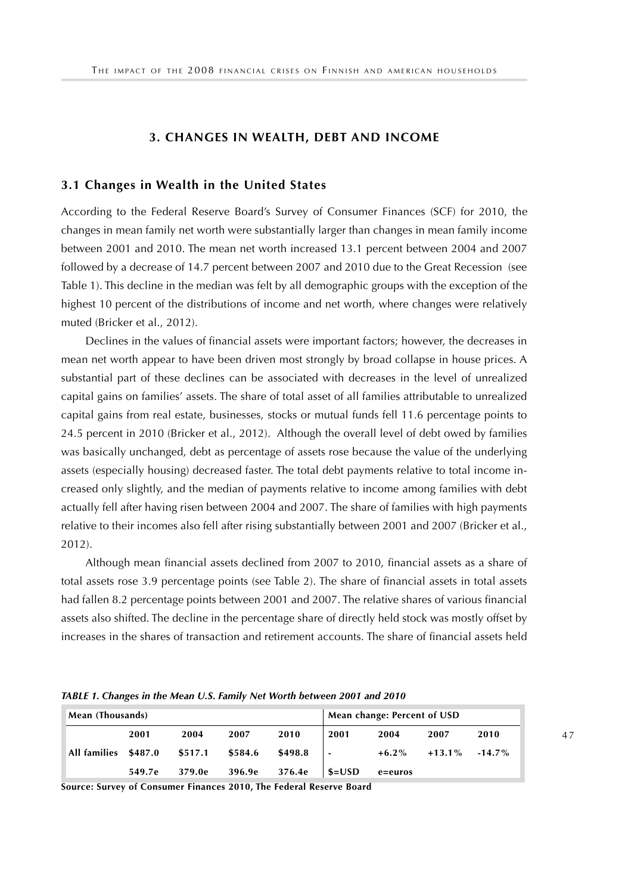## 3. CHANGES IN WEALTH, DEBT AND INCOME

### 3.1 Changes in Wealth in the United States

According to the Federal Reserve Board's Survey of Consumer Finances (SCF) for 2010, the changes in mean family net worth were substantially larger than changes in mean family income between 2001 and 2010. The mean net worth increased 13.1 percent between 2004 and 2007 followed by a decrease of 14.7 percent between 2007 and 2010 due to the Great Recession (see Table 1). This decline in the median was felt by all demographic groups with the exception of the highest 10 percent of the distributions of income and net worth, where changes were relatively muted (Bricker et al., 2012).

Declines in the values of financial assets were important factors; however, the decreases in mean net worth appear to have been driven most strongly by broad collapse in house prices. A substantial part of these declines can be associated with decreases in the level of unrealized capital gains on families' assets. The share of total asset of all families attributable to unrealized capital gains from real estate, businesses, stocks or mutual funds fell 11.6 percentage points to 24.5 percent in 2010 (Bricker et al., 2012). Although the overall level of debt owed by families was basically unchanged, debt as percentage of assets rose because the value of the underlying assets (especially housing) decreased faster. The total debt payments relative to total income increased only slightly, and the median of payments relative to income among families with debt actually fell after having risen between 2004 and 2007. The share of families with high payments relative to their incomes also fell after rising substantially between 2001 and 2007 (Bricker et al., 2012).

Although mean financial assets declined from 2007 to 2010, financial assets as a share of total assets rose 3.9 percentage points (see Table 2). The share of financial assets in total assets had fallen 8.2 percentage points between 2001 and 2007. The relative shares of various financial assets also shifted. The decline in the percentage share of directly held stock was mostly offset by increases in the shares of transaction and retirement accounts. The share of financial assets held

***TABLE 1. Changes in the Mean U.S. Family Net Worth between 2001 and 2010***

| Mean (Thousands) | | | | | Mean change: Percent of USD | | | |
|---|---|---|---|---|---|---|---|---|
| | **2001** | **2004** | **2007** | **2010** | **2001** | **2004** | **2007** | **2010** |
| **All families** | **$487.0** | **$517.1** | **$584.6** | **$498.8** | **-** | **+6.2%** | **+13.1%** | **-14.7%** |
| | **549.7e** | **379.0e** | **396.9e** | **376.4e** | **$=USD** | **e=euros** | | |

**Source: Survey of Consumer Finances 2010, The Federal Reserve Board**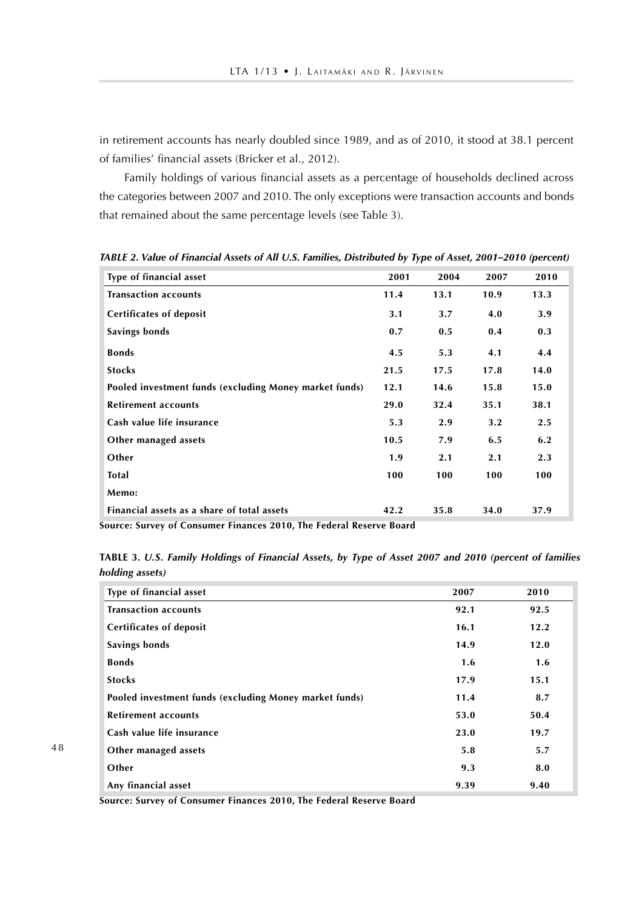in retirement accounts has nearly doubled since 1989, and as of 2010, it stood at 38.1 percent of families' financial assets (Bricker et al., 2012).

Family holdings of various financial assets as a percentage of households declined across the categories between 2007 and 2010. The only exceptions were transaction accounts and bonds that remained about the same percentage levels (see Table 3).

***TABLE 2. Value of Financial Assets of All U.S. Families, Distributed by Type of Asset, 2001–2010 (percent)***

| Type of financial asset | 2001 | 2004 | 2007 | 2010 |
|---|---|---|---|---|
| **Transaction accounts** | **11.4** | **13.1** | **10.9** | **13.3** |
| **Certificates of deposit** | **3.1** | **3.7** | **4.0** | **3.9** |
| **Savings bonds** | **0.7** | **0.5** | **0.4** | **0.3** |
| **Bonds** | **4.5** | **5.3** | **4.1** | **4.4** |
| **Stocks** | **21.5** | **17.5** | **17.8** | **14.0** |
| **Pooled investment funds (excluding Money market funds)** | **12.1** | **14.6** | **15.8** | **15.0** |
| **Retirement accounts** | **29.0** | **32.4** | **35.1** | **38.1** |
| **Cash value life insurance** | **5.3** | **2.9** | **3.2** | **2.5** |
| **Other managed assets** | **10.5** | **7.9** | **6.5** | **6.2** |
| **Other** | **1.9** | **2.1** | **2.1** | **2.3** |
| **Total** | **100** | **100** | **100** | **100** |
| **Memo:** | | | | |
| **Financial assets as a share of total assets** | **42.2** | **35.8** | **34.0** | **37.9** |

**Source: Survey of Consumer Finances 2010, The Federal Reserve Board**

**TABLE 3.** ***U.S. Family Holdings of Financial Assets, by Type of Asset 2007 and 2010 (percent of families holding assets)***

| Type of financial asset | 2007 | 2010 |
|---|---|---|
| **Transaction accounts** | **92.1** | **92.5** |
| **Certificates of deposit** | **16.1** | **12.2** |
| **Savings bonds** | **14.9** | **12.0** |
| **Bonds** | **1.6** | **1.6** |
| **Stocks** | **17.9** | **15.1** |
| **Pooled investment funds (excluding Money market funds)** | **11.4** | **8.7** |
| **Retirement accounts** | **53.0** | **50.4** |
| **Cash value life insurance** | **23.0** | **19.7** |
| **Other managed assets** | **5.8** | **5.7** |
| **Other** | **9.3** | **8.0** |
| **Any financial asset** | **9.39** | **9.40** |

**Source: Survey of Consumer Finances 2010, The Federal Reserve Board**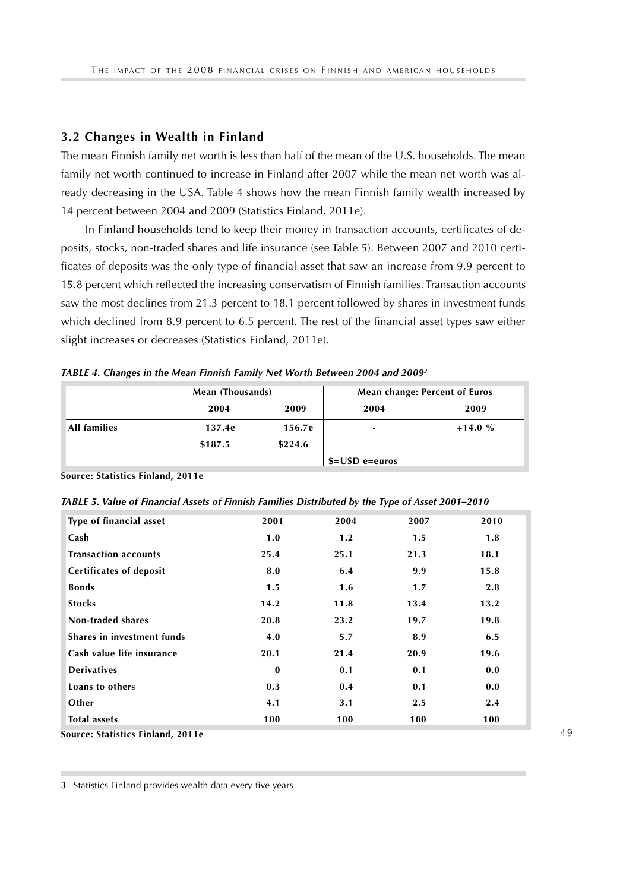### 3.2 Changes in Wealth in Finland

The mean Finnish family net worth is less than half of the mean of the U.S. households. The mean family net worth continued to increase in Finland after 2007 while the mean net worth was already decreasing in the USA. Table 4 shows how the mean Finnish family wealth increased by 14 percent between 2004 and 2009 (Statistics Finland, 2011e).

In Finland households tend to keep their money in transaction accounts, certificates of deposits, stocks, non-traded shares and life insurance (see Table 5). Between 2007 and 2010 certificates of deposits was the only type of financial asset that saw an increase from 9.9 percent to 15.8 percent which reflected the increasing conservatism of Finnish families. Transaction accounts saw the most declines from 21.3 percent to 18.1 percent followed by shares in investment funds which declined from 8.9 percent to 6.5 percent. The rest of the financial asset types saw either slight increases or decreases (Statistics Finland, 2011e).

*TABLE 4. Changes in the Mean Finnish Family Net Worth Between 2004 and 2009*[3]

| | Mean (Thousands) | | Mean change: Percent of Euros | |
|---|---|---|---|---|
| | 2004 | 2009 | 2004 | 2009 |
| All families | 137.4e | 156.7e | - | +14.0 % |
| | $187.5 | $224.6 | | |
| | | | $=USD e=euros | |

Source: Statistics Finland, 2011e

*TABLE 5. Value of Financial Assets of Finnish Families Distributed by the Type of Asset 2001–2010*

| Type of financial asset | 2001 | 2004 | 2007 | 2010 |
|---|---|---|---|---|
| Cash | 1.0 | 1.2 | 1.5 | 1.8 |
| Transaction accounts | 25.4 | 25.1 | 21.3 | 18.1 |
| Certificates of deposit | 8.0 | 6.4 | 9.9 | 15.8 |
| Bonds | 1.5 | 1.6 | 1.7 | 2.8 |
| Stocks | 14.2 | 11.8 | 13.4 | 13.2 |
| Non-traded shares | 20.8 | 23.2 | 19.7 | 19.8 |
| Shares in investment funds | 4.0 | 5.7 | 8.9 | 6.5 |
| Cash value life insurance | 20.1 | 21.4 | 20.9 | 19.6 |
| Derivatives | 0 | 0.1 | 0.1 | 0.0 |
| Loans to others | 0.3 | 0.4 | 0.1 | 0.0 |
| Other | 4.1 | 3.1 | 2.5 | 2.4 |
| Total assets | 100 | 100 | 100 | 100 |

Source: Statistics Finland, 2011e

[3] Statistics Finland provides wealth data every five years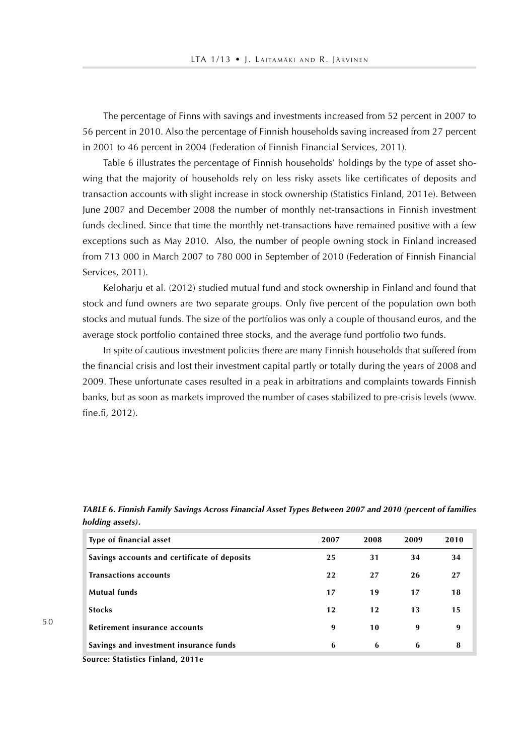The percentage of Finns with savings and investments increased from 52 percent in 2007 to 56 percent in 2010. Also the percentage of Finnish households saving increased from 27 percent in 2001 to 46 percent in 2004 (Federation of Finnish Financial Services, 2011).

Table 6 illustrates the percentage of Finnish households' holdings by the type of asset showing that the majority of households rely on less risky assets like certificates of deposits and transaction accounts with slight increase in stock ownership (Statistics Finland, 2011e). Between June 2007 and December 2008 the number of monthly net-transactions in Finnish investment funds declined. Since that time the monthly net-transactions have remained positive with a few exceptions such as May 2010. Also, the number of people owning stock in Finland increased from 713 000 in March 2007 to 780 000 in September of 2010 (Federation of Finnish Financial Services, 2011).

Keloharju et al. (2012) studied mutual fund and stock ownership in Finland and found that stock and fund owners are two separate groups. Only five percent of the population own both stocks and mutual funds. The size of the portfolios was only a couple of thousand euros, and the average stock portfolio contained three stocks, and the average fund portfolio two funds.

In spite of cautious investment policies there are many Finnish households that suffered from the financial crisis and lost their investment capital partly or totally during the years of 2008 and 2009. These unfortunate cases resulted in a peak in arbitrations and complaints towards Finnish banks, but as soon as markets improved the number of cases stabilized to pre-crisis levels (www.fine.fi, 2012).

***TABLE 6. Finnish Family Savings Across Financial Asset Types Between 2007 and 2010 (percent of families holding assets).***

| Type of financial asset | 2007 | 2008 | 2009 | 2010 |
|---|---|---|---|---|
| Savings accounts and certificate of deposits | 25 | 31 | 34 | 34 |
| Transactions accounts | 22 | 27 | 26 | 27 |
| Mutual funds | 17 | 19 | 17 | 18 |
| Stocks | 12 | 12 | 13 | 15 |
| Retirement insurance accounts | 9 | 10 | 9 | 9 |
| Savings and investment insurance funds | 6 | 6 | 6 | 8 |

**Source: Statistics Finland, 2011e**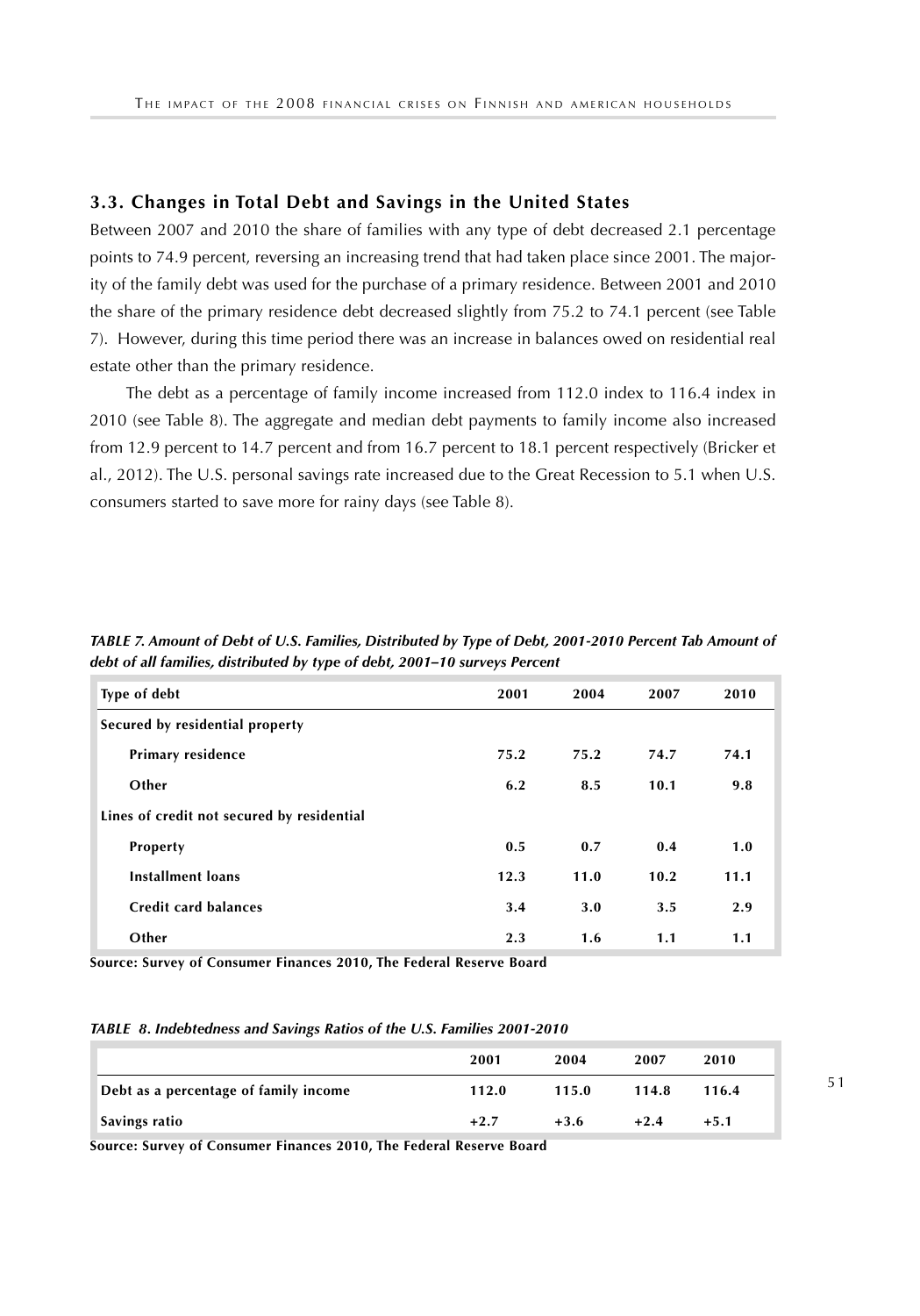## 3.3. Changes in Total Debt and Savings in the United States

Between 2007 and 2010 the share of families with any type of debt decreased 2.1 percentage points to 74.9 percent, reversing an increasing trend that had taken place since 2001. The majority of the family debt was used for the purchase of a primary residence. Between 2001 and 2010 the share of the primary residence debt decreased slightly from 75.2 to 74.1 percent (see Table 7). However, during this time period there was an increase in balances owed on residential real estate other than the primary residence.

The debt as a percentage of family income increased from 112.0 index to 116.4 index in 2010 (see Table 8). The aggregate and median debt payments to family income also increased from 12.9 percent to 14.7 percent and from 16.7 percent to 18.1 percent respectively (Bricker et al., 2012). The U.S. personal savings rate increased due to the Great Recession to 5.1 when U.S. consumers started to save more for rainy days (see Table 8).

*TABLE 7. Amount of Debt of U.S. Families, Distributed by Type of Debt, 2001-2010 Percent Tab Amount of debt of all families, distributed by type of debt, 2001–10 surveys Percent*

| Type of debt | 2001 | 2004 | 2007 | 2010 |
|---|---|---|---|---|
| Secured by residential property | | | | |
| Primary residence | 75.2 | 75.2 | 74.7 | 74.1 |
| Other | 6.2 | 8.5 | 10.1 | 9.8 |
| Lines of credit not secured by residential | | | | |
| Property | 0.5 | 0.7 | 0.4 | 1.0 |
| Installment loans | 12.3 | 11.0 | 10.2 | 11.1 |
| Credit card balances | 3.4 | 3.0 | 3.5 | 2.9 |
| Other | 2.3 | 1.6 | 1.1 | 1.1 |

**Source: Survey of Consumer Finances 2010, The Federal Reserve Board**

*TABLE 8. Indebtedness and Savings Ratios of the U.S. Families 2001-2010*

| | 2001 | 2004 | 2007 | 2010 |
|---|---|---|---|---|
| Debt as a percentage of family income | 112.0 | 115.0 | 114.8 | 116.4 |
| Savings ratio | +2.7 | +3.6 | +2.4 | +5.1 |

**Source: Survey of Consumer Finances 2010, The Federal Reserve Board**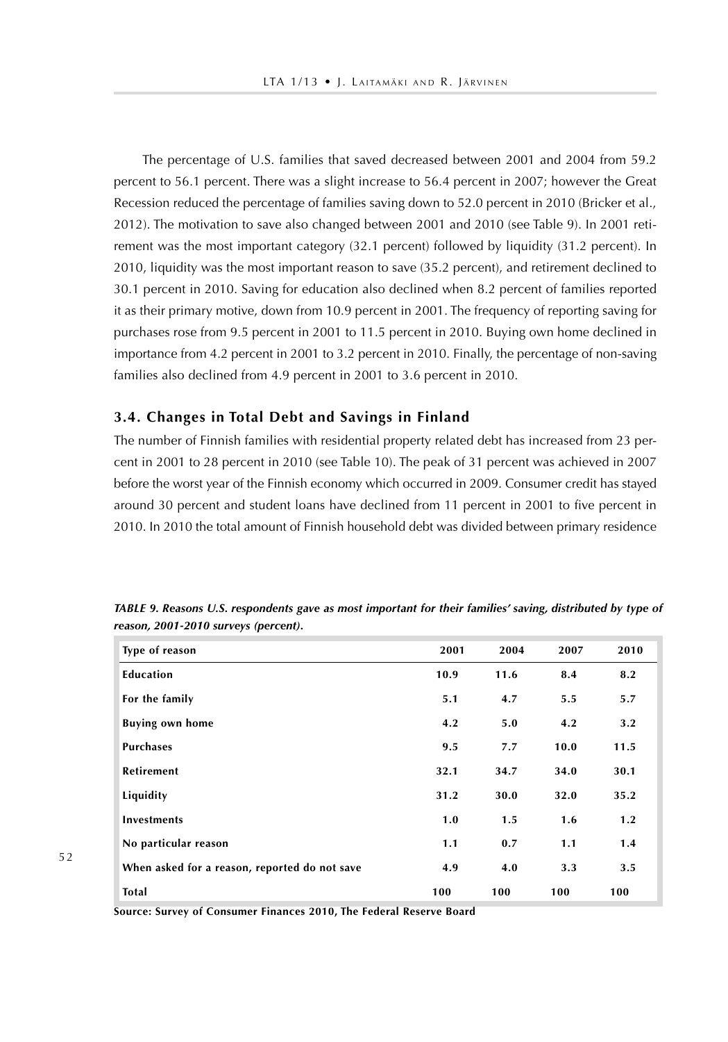The percentage of U.S. families that saved decreased between 2001 and 2004 from 59.2 percent to 56.1 percent. There was a slight increase to 56.4 percent in 2007; however the Great Recession reduced the percentage of families saving down to 52.0 percent in 2010 (Bricker et al., 2012). The motivation to save also changed between 2001 and 2010 (see Table 9). In 2001 retirement was the most important category (32.1 percent) followed by liquidity (31.2 percent). In 2010, liquidity was the most important reason to save (35.2 percent), and retirement declined to 30.1 percent in 2010. Saving for education also declined when 8.2 percent of families reported it as their primary motive, down from 10.9 percent in 2001. The frequency of reporting saving for purchases rose from 9.5 percent in 2001 to 11.5 percent in 2010. Buying own home declined in importance from 4.2 percent in 2001 to 3.2 percent in 2010. Finally, the percentage of non-saving families also declined from 4.9 percent in 2001 to 3.6 percent in 2010.

## 3.4. Changes in Total Debt and Savings in Finland

The number of Finnish families with residential property related debt has increased from 23 percent in 2001 to 28 percent in 2010 (see Table 10). The peak of 31 percent was achieved in 2007 before the worst year of the Finnish economy which occurred in 2009. Consumer credit has stayed around 30 percent and student loans have declined from 11 percent in 2001 to five percent in 2010. In 2010 the total amount of Finnish household debt was divided between primary residence

***TABLE 9. Reasons U.S. respondents gave as most important for their families' saving, distributed by type of reason, 2001-2010 surveys (percent).***

| Type of reason | 2001 | 2004 | 2007 | 2010 |
|---|---|---|---|---|
| **Education** | **10.9** | **11.6** | **8.4** | **8.2** |
| **For the family** | **5.1** | **4.7** | **5.5** | **5.7** |
| **Buying own home** | **4.2** | **5.0** | **4.2** | **3.2** |
| **Purchases** | **9.5** | **7.7** | **10.0** | **11.5** |
| **Retirement** | **32.1** | **34.7** | **34.0** | **30.1** |
| **Liquidity** | **31.2** | **30.0** | **32.0** | **35.2** |
| **Investments** | **1.0** | **1.5** | **1.6** | **1.2** |
| **No particular reason** | **1.1** | **0.7** | **1.1** | **1.4** |
| **When asked for a reason, reported do not save** | **4.9** | **4.0** | **3.3** | **3.5** |
| **Total** | **100** | **100** | **100** | **100** |

**Source: Survey of Consumer Finances 2010, The Federal Reserve Board**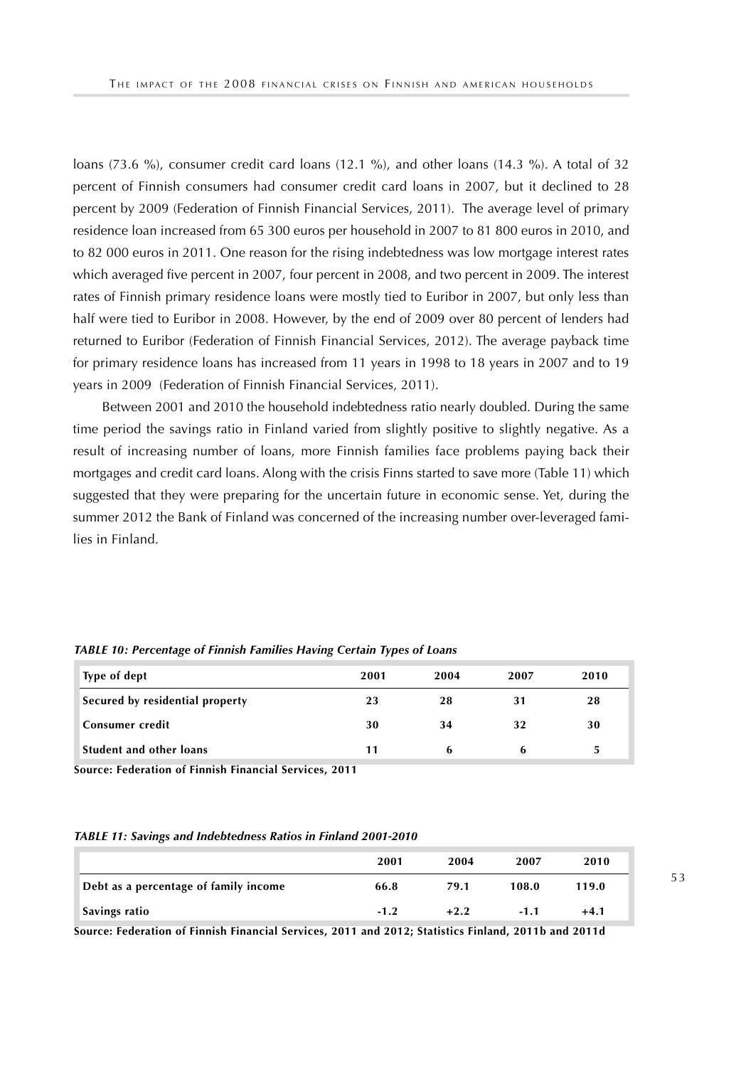loans (73.6 %), consumer credit card loans (12.1 %), and other loans (14.3 %). A total of 32 percent of Finnish consumers had consumer credit card loans in 2007, but it declined to 28 percent by 2009 (Federation of Finnish Financial Services, 2011). The average level of primary residence loan increased from 65 300 euros per household in 2007 to 81 800 euros in 2010, and to 82 000 euros in 2011. One reason for the rising indebtedness was low mortgage interest rates which averaged five percent in 2007, four percent in 2008, and two percent in 2009. The interest rates of Finnish primary residence loans were mostly tied to Euribor in 2007, but only less than half were tied to Euribor in 2008. However, by the end of 2009 over 80 percent of lenders had returned to Euribor (Federation of Finnish Financial Services, 2012). The average payback time for primary residence loans has increased from 11 years in 1998 to 18 years in 2007 and to 19 years in 2009 (Federation of Finnish Financial Services, 2011).

Between 2001 and 2010 the household indebtedness ratio nearly doubled. During the same time period the savings ratio in Finland varied from slightly positive to slightly negative. As a result of increasing number of loans, more Finnish families face problems paying back their mortgages and credit card loans. Along with the crisis Finns started to save more (Table 11) which suggested that they were preparing for the uncertain future in economic sense. Yet, during the summer 2012 the Bank of Finland was concerned of the increasing number over-leveraged families in Finland.

***TABLE 10: Percentage of Finnish Families Having Certain Types of Loans***

| Type of dept | 2001 | 2004 | 2007 | 2010 |
|---|---|---|---|---|
| Secured by residential property | 23 | 28 | 31 | 28 |
| Consumer credit | 30 | 34 | 32 | 30 |
| Student and other loans | 11 | 6 | 6 | 5 |

**Source: Federation of Finnish Financial Services, 2011**

***TABLE 11: Savings and Indebtedness Ratios in Finland 2001-2010***

| | 2001 | 2004 | 2007 | 2010 |
|---|---|---|---|---|
| Debt as a percentage of family income | 66.8 | 79.1 | 108.0 | 119.0 |
| Savings ratio | -1.2 | +2.2 | -1.1 | +4.1 |

**Source: Federation of Finnish Financial Services, 2011 and 2012; Statistics Finland, 2011b and 2011d**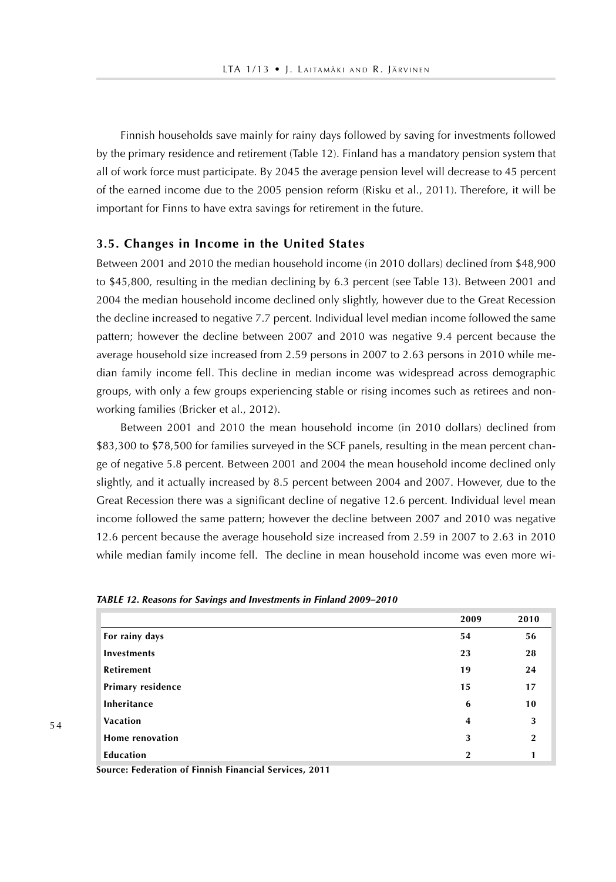Finnish households save mainly for rainy days followed by saving for investments followed by the primary residence and retirement (Table 12). Finland has a mandatory pension system that all of work force must participate. By 2045 the average pension level will decrease to 45 percent of the earned income due to the 2005 pension reform (Risku et al., 2011). Therefore, it will be important for Finns to have extra savings for retirement in the future.

### 3.5. Changes in Income in the United States

Between 2001 and 2010 the median household income (in 2010 dollars) declined from $48,900 to $45,800, resulting in the median declining by 6.3 percent (see Table 13). Between 2001 and 2004 the median household income declined only slightly, however due to the Great Recession the decline increased to negative 7.7 percent. Individual level median income followed the same pattern; however the decline between 2007 and 2010 was negative 9.4 percent because the average household size increased from 2.59 persons in 2007 to 2.63 persons in 2010 while median family income fell. This decline in median income was widespread across demographic groups, with only a few groups experiencing stable or rising incomes such as retirees and non-working families (Bricker et al., 2012).

Between 2001 and 2010 the mean household income (in 2010 dollars) declined from $83,300 to $78,500 for families surveyed in the SCF panels, resulting in the mean percent change of negative 5.8 percent. Between 2001 and 2004 the mean household income declined only slightly, and it actually increased by 8.5 percent between 2004 and 2007. However, due to the Great Recession there was a significant decline of negative 12.6 percent. Individual level mean income followed the same pattern; however the decline between 2007 and 2010 was negative 12.6 percent because the average household size increased from 2.59 in 2007 to 2.63 in 2010 while median family income fell. The decline in mean household income was even more wi-

***TABLE 12. Reasons for Savings and Investments in Finland 2009–2010***

| | 2009 | 2010 |
|---|---|---|
| **For rainy days** | 54 | 56 |
| **Investments** | 23 | 28 |
| **Retirement** | 19 | 24 |
| **Primary residence** | 15 | 17 |
| **Inheritance** | 6 | 10 |
| **Vacation** | 4 | 3 |
| **Home renovation** | 3 | 2 |
| **Education** | 2 | 1 |

**Source: Federation of Finnish Financial Services, 2011**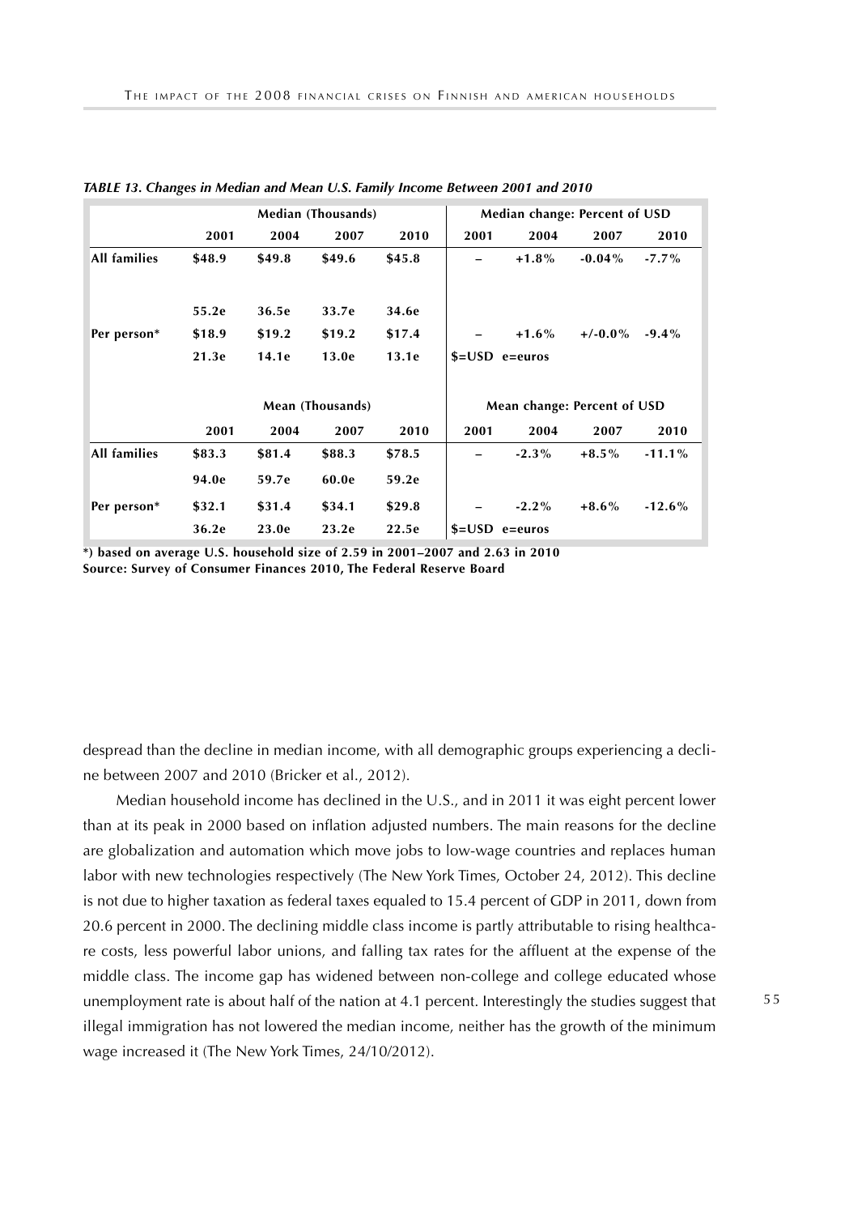*TABLE 13. Changes in Median and Mean U.S. Family Income Between 2001 and 2010*

| | Median (Thousands) | | | | Median change: Percent of USD | | | |
|---|---|---|---|---|---|---|---|---|
| | 2001 | 2004 | 2007 | 2010 | 2001 | 2004 | 2007 | 2010 |
| All families | $48.9 | $49.8 | $49.6 | $45.8 | – | +1.8% | -0.04% | -7.7% |
| | 55.2e | 36.5e | 33.7e | 34.6e | | | | |
| Per person* | $18.9 | $19.2 | $19.2 | $17.4 | – | +1.6% | +/-0.0% | -9.4% |
| | 21.3e | 14.1e | 13.0e | 13.1e | $=USD e=euros | | | |
| | Mean (Thousands) | | | | Mean change: Percent of USD | | | |
| | 2001 | 2004 | 2007 | 2010 | 2001 | 2004 | 2007 | 2010 |
| All families | $83.3 | $81.4 | $88.3 | $78.5 | – | -2.3% | +8.5% | -11.1% |
| | 94.0e | 59.7e | 60.0e | 59.2e | | | | |
| Per person* | $32.1 | $31.4 | $34.1 | $29.8 | – | -2.2% | +8.6% | -12.6% |
| | 36.2e | 23.0e | 23.2e | 22.5e | $=USD e=euros | | | |

**\*) based on average U.S. household size of 2.59 in 2001–2007 and 2.63 in 2010**
**Source: Survey of Consumer Finances 2010, The Federal Reserve Board**

despread than the decline in median income, with all demographic groups experiencing a decline between 2007 and 2010 (Bricker et al., 2012).

Median household income has declined in the U.S., and in 2011 it was eight percent lower than at its peak in 2000 based on inflation adjusted numbers. The main reasons for the decline are globalization and automation which move jobs to low-wage countries and replaces human labor with new technologies respectively (The New York Times, October 24, 2012). This decline is not due to higher taxation as federal taxes equaled to 15.4 percent of GDP in 2011, down from 20.6 percent in 2000. The declining middle class income is partly attributable to rising healthcare costs, less powerful labor unions, and falling tax rates for the affluent at the expense of the middle class. The income gap has widened between non-college and college educated whose unemployment rate is about half of the nation at 4.1 percent. Interestingly the studies suggest that illegal immigration has not lowered the median income, neither has the growth of the minimum wage increased it (The New York Times, 24/10/2012).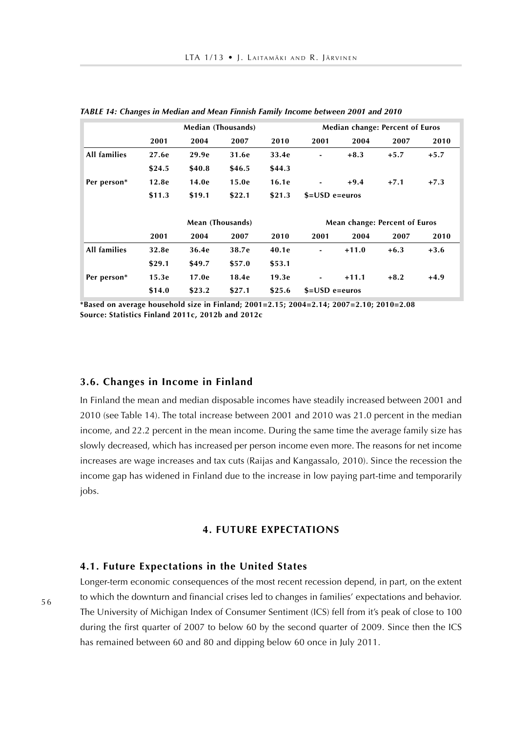*TABLE 14: Changes in Median and Mean Finnish Family Income between 2001 and 2010*

| | Median (Thousands) | | | | Median change: Percent of Euros | | | |
|---|---|---|---|---|---|---|---|---|
| | **2001** | **2004** | **2007** | **2010** | **2001** | **2004** | **2007** | **2010** |
| **All families** | **27.6e** | **29.9e** | **31.6e** | **33.4e** | **-** | **+8.3** | **+5.7** | **+5.7** |
| | **$24.5** | **$40.8** | **$46.5** | **$44.3** | | | | |
| **Per person*** | **12.8e** | **14.0e** | **15.0e** | **16.1e** | **-** | **+9.4** | **+7.1** | **+7.3** |
| | **$11.3** | **$19.1** | **$22.1** | **$21.3** | **$=USD e=euros** | | | |
| | **Mean (Thousands)** | | | | **Mean change: Percent of Euros** | | | |
| | **2001** | **2004** | **2007** | **2010** | **2001** | **2004** | **2007** | **2010** |
| **All families** | **32.8e** | **36.4e** | **38.7e** | **40.1e** | **-** | **+11.0** | **+6.3** | **+3.6** |
| | **$29.1** | **$49.7** | **$57.0** | **$53.1** | | | | |
| **Per person*** | **15.3e** | **17.0e** | **18.4e** | **19.3e** | **-** | **+11.1** | **+8.2** | **+4.9** |
| | **$14.0** | **$23.2** | **$27.1** | **$25.6** | **$=USD e=euros** | | | |

**\*Based on average household size in Finland; 2001=2.15; 2004=2.14; 2007=2.10; 2010=2.08**
**Source: Statistics Finland 2011c, 2012b and 2012c**

### 3.6. Changes in Income in Finland

In Finland the mean and median disposable incomes have steadily increased between 2001 and 2010 (see Table 14). The total increase between 2001 and 2010 was 21.0 percent in the median income, and 22.2 percent in the mean income. During the same time the average family size has slowly decreased, which has increased per person income even more. The reasons for net income increases are wage increases and tax cuts (Raijas and Kangassalo, 2010). Since the recession the income gap has widened in Finland due to the increase in low paying part-time and temporarily jobs.

## 4. FUTURE EXPECTATIONS

### 4.1. Future Expectations in the United States

Longer-term economic consequences of the most recent recession depend, in part, on the extent to which the downturn and financial crises led to changes in families' expectations and behavior. The University of Michigan Index of Consumer Sentiment (ICS) fell from it's peak of close to 100 during the first quarter of 2007 to below 60 by the second quarter of 2009. Since then the ICS has remained between 60 and 80 and dipping below 60 once in July 2011.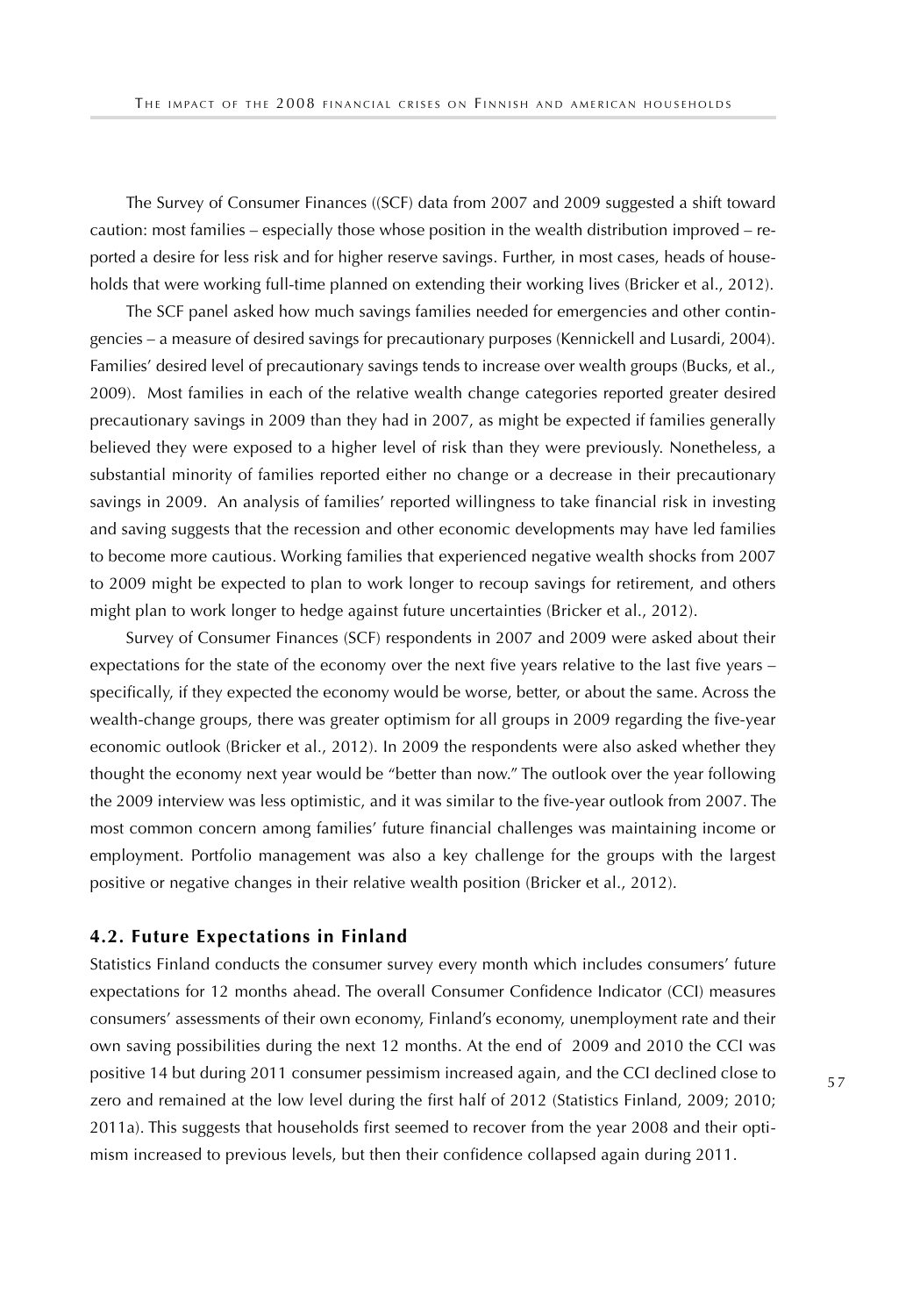The Survey of Consumer Finances ((SCF) data from 2007 and 2009 suggested a shift toward caution: most families – especially those whose position in the wealth distribution improved – reported a desire for less risk and for higher reserve savings. Further, in most cases, heads of households that were working full-time planned on extending their working lives (Bricker et al., 2012).

The SCF panel asked how much savings families needed for emergencies and other contingencies – a measure of desired savings for precautionary purposes (Kennickell and Lusardi, 2004). Families' desired level of precautionary savings tends to increase over wealth groups (Bucks, et al., 2009). Most families in each of the relative wealth change categories reported greater desired precautionary savings in 2009 than they had in 2007, as might be expected if families generally believed they were exposed to a higher level of risk than they were previously. Nonetheless, a substantial minority of families reported either no change or a decrease in their precautionary savings in 2009. An analysis of families' reported willingness to take financial risk in investing and saving suggests that the recession and other economic developments may have led families to become more cautious. Working families that experienced negative wealth shocks from 2007 to 2009 might be expected to plan to work longer to recoup savings for retirement, and others might plan to work longer to hedge against future uncertainties (Bricker et al., 2012).

Survey of Consumer Finances (SCF) respondents in 2007 and 2009 were asked about their expectations for the state of the economy over the next five years relative to the last five years – specifically, if they expected the economy would be worse, better, or about the same. Across the wealth-change groups, there was greater optimism for all groups in 2009 regarding the five-year economic outlook (Bricker et al., 2012). In 2009 the respondents were also asked whether they thought the economy next year would be "better than now." The outlook over the year following the 2009 interview was less optimistic, and it was similar to the five-year outlook from 2007. The most common concern among families' future financial challenges was maintaining income or employment. Portfolio management was also a key challenge for the groups with the largest positive or negative changes in their relative wealth position (Bricker et al., 2012).

### 4.2. Future Expectations in Finland

Statistics Finland conducts the consumer survey every month which includes consumers' future expectations for 12 months ahead. The overall Consumer Confidence Indicator (CCI) measures consumers' assessments of their own economy, Finland's economy, unemployment rate and their own saving possibilities during the next 12 months. At the end of 2009 and 2010 the CCI was positive 14 but during 2011 consumer pessimism increased again, and the CCI declined close to zero and remained at the low level during the first half of 2012 (Statistics Finland, 2009; 2010; 2011a). This suggests that households first seemed to recover from the year 2008 and their optimism increased to previous levels, but then their confidence collapsed again during 2011.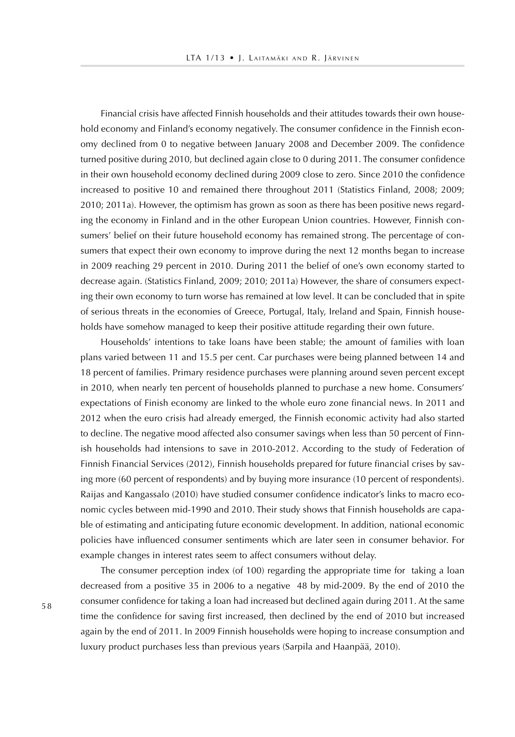Financial crisis have affected Finnish households and their attitudes towards their own household economy and Finland's economy negatively. The consumer confidence in the Finnish economy declined from 0 to negative between January 2008 and December 2009. The confidence turned positive during 2010, but declined again close to 0 during 2011. The consumer confidence in their own household economy declined during 2009 close to zero. Since 2010 the confidence increased to positive 10 and remained there throughout 2011 (Statistics Finland, 2008; 2009; 2010; 2011a). However, the optimism has grown as soon as there has been positive news regarding the economy in Finland and in the other European Union countries. However, Finnish consumers' belief on their future household economy has remained strong. The percentage of consumers that expect their own economy to improve during the next 12 months began to increase in 2009 reaching 29 percent in 2010. During 2011 the belief of one's own economy started to decrease again. (Statistics Finland, 2009; 2010; 2011a) However, the share of consumers expecting their own economy to turn worse has remained at low level. It can be concluded that in spite of serious threats in the economies of Greece, Portugal, Italy, Ireland and Spain, Finnish households have somehow managed to keep their positive attitude regarding their own future.

Households' intentions to take loans have been stable; the amount of families with loan plans varied between 11 and 15.5 per cent. Car purchases were being planned between 14 and 18 percent of families. Primary residence purchases were planning around seven percent except in 2010, when nearly ten percent of households planned to purchase a new home. Consumers' expectations of Finish economy are linked to the whole euro zone financial news. In 2011 and 2012 when the euro crisis had already emerged, the Finnish economic activity had also started to decline. The negative mood affected also consumer savings when less than 50 percent of Finnish households had intensions to save in 2010-2012. According to the study of Federation of Finnish Financial Services (2012), Finnish households prepared for future financial crises by saving more (60 percent of respondents) and by buying more insurance (10 percent of respondents). Raijas and Kangassalo (2010) have studied consumer confidence indicator's links to macro economic cycles between mid-1990 and 2010. Their study shows that Finnish households are capable of estimating and anticipating future economic development. In addition, national economic policies have influenced consumer sentiments which are later seen in consumer behavior. For example changes in interest rates seem to affect consumers without delay.

The consumer perception index (of 100) regarding the appropriate time for taking a loan decreased from a positive 35 in 2006 to a negative 48 by mid-2009. By the end of 2010 the consumer confidence for taking a loan had increased but declined again during 2011. At the same time the confidence for saving first increased, then declined by the end of 2010 but increased again by the end of 2011. In 2009 Finnish households were hoping to increase consumption and luxury product purchases less than previous years (Sarpila and Haanpää, 2010).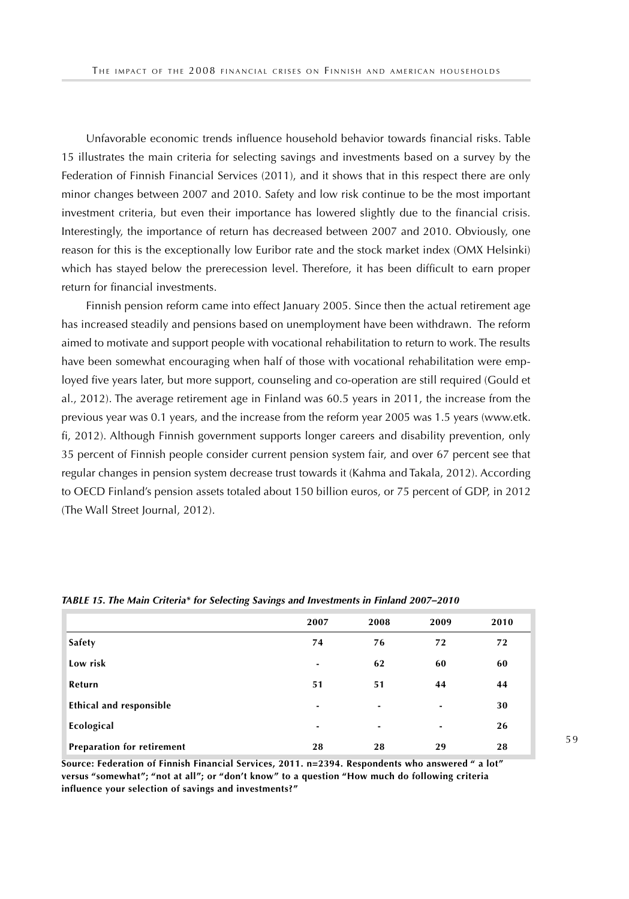Unfavorable economic trends influence household behavior towards financial risks. Table 15 illustrates the main criteria for selecting savings and investments based on a survey by the Federation of Finnish Financial Services (2011), and it shows that in this respect there are only minor changes between 2007 and 2010. Safety and low risk continue to be the most important investment criteria, but even their importance has lowered slightly due to the financial crisis. Interestingly, the importance of return has decreased between 2007 and 2010. Obviously, one reason for this is the exceptionally low Euribor rate and the stock market index (OMX Helsinki) which has stayed below the prerecession level. Therefore, it has been difficult to earn proper return for financial investments.

Finnish pension reform came into effect January 2005. Since then the actual retirement age has increased steadily and pensions based on unemployment have been withdrawn. The reform aimed to motivate and support people with vocational rehabilitation to return to work. The results have been somewhat encouraging when half of those with vocational rehabilitation were employed five years later, but more support, counseling and co-operation are still required (Gould et al., 2012). The average retirement age in Finland was 60.5 years in 2011, the increase from the previous year was 0.1 years, and the increase from the reform year 2005 was 1.5 years (www.etk.fi, 2012). Although Finnish government supports longer careers and disability prevention, only 35 percent of Finnish people consider current pension system fair, and over 67 percent see that regular changes in pension system decrease trust towards it (Kahma and Takala, 2012). According to OECD Finland's pension assets totaled about 150 billion euros, or 75 percent of GDP, in 2012 (The Wall Street Journal, 2012).

***TABLE 15. The Main Criteria\* for Selecting Savings and Investments in Finland 2007–2010***

| | 2007 | 2008 | 2009 | 2010 |
|---|---|---|---|---|
| **Safety** | **74** | **76** | **72** | **72** |
| **Low risk** | - | **62** | **60** | **60** |
| **Return** | **51** | **51** | **44** | **44** |
| **Ethical and responsible** | - | - | - | **30** |
| **Ecological** | - | - | - | **26** |
| **Preparation for retirement** | **28** | **28** | **29** | **28** |

**Source: Federation of Finnish Financial Services, 2011. n=2394. Respondents who answered " a lot" versus "somewhat"; "not at all"; or "don't know" to a question "How much do following criteria influence your selection of savings and investments?"**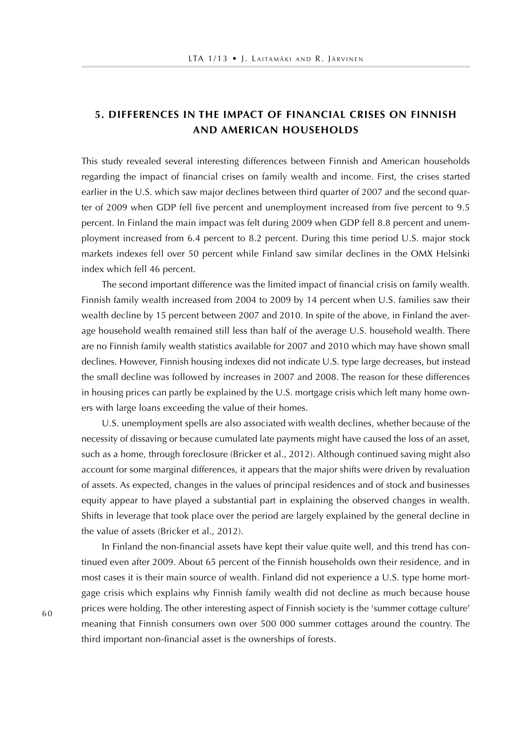## 5. DIFFERENCES IN THE IMPACT OF FINANCIAL CRISES ON FINNISH AND AMERICAN HOUSEHOLDS

This study revealed several interesting differences between Finnish and American households regarding the impact of financial crises on family wealth and income. First, the crises started earlier in the U.S. which saw major declines between third quarter of 2007 and the second quarter of 2009 when GDP fell five percent and unemployment increased from five percent to 9.5 percent. In Finland the main impact was felt during 2009 when GDP fell 8.8 percent and unemployment increased from 6.4 percent to 8.2 percent. During this time period U.S. major stock markets indexes fell over 50 percent while Finland saw similar declines in the OMX Helsinki index which fell 46 percent.

The second important difference was the limited impact of financial crisis on family wealth. Finnish family wealth increased from 2004 to 2009 by 14 percent when U.S. families saw their wealth decline by 15 percent between 2007 and 2010. In spite of the above, in Finland the average household wealth remained still less than half of the average U.S. household wealth. There are no Finnish family wealth statistics available for 2007 and 2010 which may have shown small declines. However, Finnish housing indexes did not indicate U.S. type large decreases, but instead the small decline was followed by increases in 2007 and 2008. The reason for these differences in housing prices can partly be explained by the U.S. mortgage crisis which left many home owners with large loans exceeding the value of their homes.

U.S. unemployment spells are also associated with wealth declines, whether because of the necessity of dissaving or because cumulated late payments might have caused the loss of an asset, such as a home, through foreclosure (Bricker et al., 2012). Although continued saving might also account for some marginal differences, it appears that the major shifts were driven by revaluation of assets. As expected, changes in the values of principal residences and of stock and businesses equity appear to have played a substantial part in explaining the observed changes in wealth. Shifts in leverage that took place over the period are largely explained by the general decline in the value of assets (Bricker et al., 2012).

In Finland the non-financial assets have kept their value quite well, and this trend has continued even after 2009. About 65 percent of the Finnish households own their residence, and in most cases it is their main source of wealth. Finland did not experience a U.S. type home mortgage crisis which explains why Finnish family wealth did not decline as much because house prices were holding. The other interesting aspect of Finnish society is the 'summer cottage culture' meaning that Finnish consumers own over 500 000 summer cottages around the country. The third important non-financial asset is the ownerships of forests.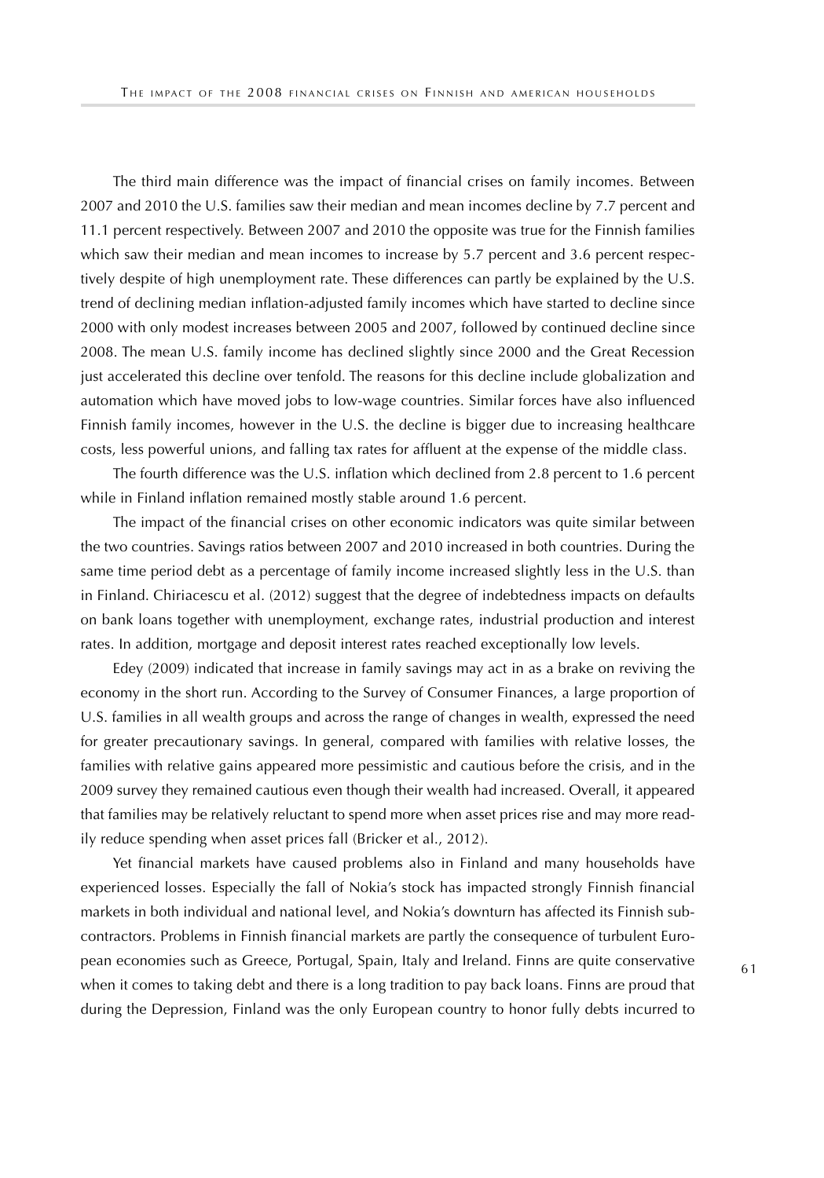The third main difference was the impact of financial crises on family incomes. Between 2007 and 2010 the U.S. families saw their median and mean incomes decline by 7.7 percent and 11.1 percent respectively. Between 2007 and 2010 the opposite was true for the Finnish families which saw their median and mean incomes to increase by 5.7 percent and 3.6 percent respectively despite of high unemployment rate. These differences can partly be explained by the U.S. trend of declining median inflation-adjusted family incomes which have started to decline since 2000 with only modest increases between 2005 and 2007, followed by continued decline since 2008. The mean U.S. family income has declined slightly since 2000 and the Great Recession just accelerated this decline over tenfold. The reasons for this decline include globalization and automation which have moved jobs to low-wage countries. Similar forces have also influenced Finnish family incomes, however in the U.S. the decline is bigger due to increasing healthcare costs, less powerful unions, and falling tax rates for affluent at the expense of the middle class.

The fourth difference was the U.S. inflation which declined from 2.8 percent to 1.6 percent while in Finland inflation remained mostly stable around 1.6 percent.

The impact of the financial crises on other economic indicators was quite similar between the two countries. Savings ratios between 2007 and 2010 increased in both countries. During the same time period debt as a percentage of family income increased slightly less in the U.S. than in Finland. Chiriacescu et al. (2012) suggest that the degree of indebtedness impacts on defaults on bank loans together with unemployment, exchange rates, industrial production and interest rates. In addition, mortgage and deposit interest rates reached exceptionally low levels.

Edey (2009) indicated that increase in family savings may act in as a brake on reviving the economy in the short run. According to the Survey of Consumer Finances, a large proportion of U.S. families in all wealth groups and across the range of changes in wealth, expressed the need for greater precautionary savings. In general, compared with families with relative losses, the families with relative gains appeared more pessimistic and cautious before the crisis, and in the 2009 survey they remained cautious even though their wealth had increased. Overall, it appeared that families may be relatively reluctant to spend more when asset prices rise and may more readily reduce spending when asset prices fall (Bricker et al., 2012).

Yet financial markets have caused problems also in Finland and many households have experienced losses. Especially the fall of Nokia's stock has impacted strongly Finnish financial markets in both individual and national level, and Nokia's downturn has affected its Finnish subcontractors. Problems in Finnish financial markets are partly the consequence of turbulent European economies such as Greece, Portugal, Spain, Italy and Ireland. Finns are quite conservative when it comes to taking debt and there is a long tradition to pay back loans. Finns are proud that during the Depression, Finland was the only European country to honor fully debts incurred to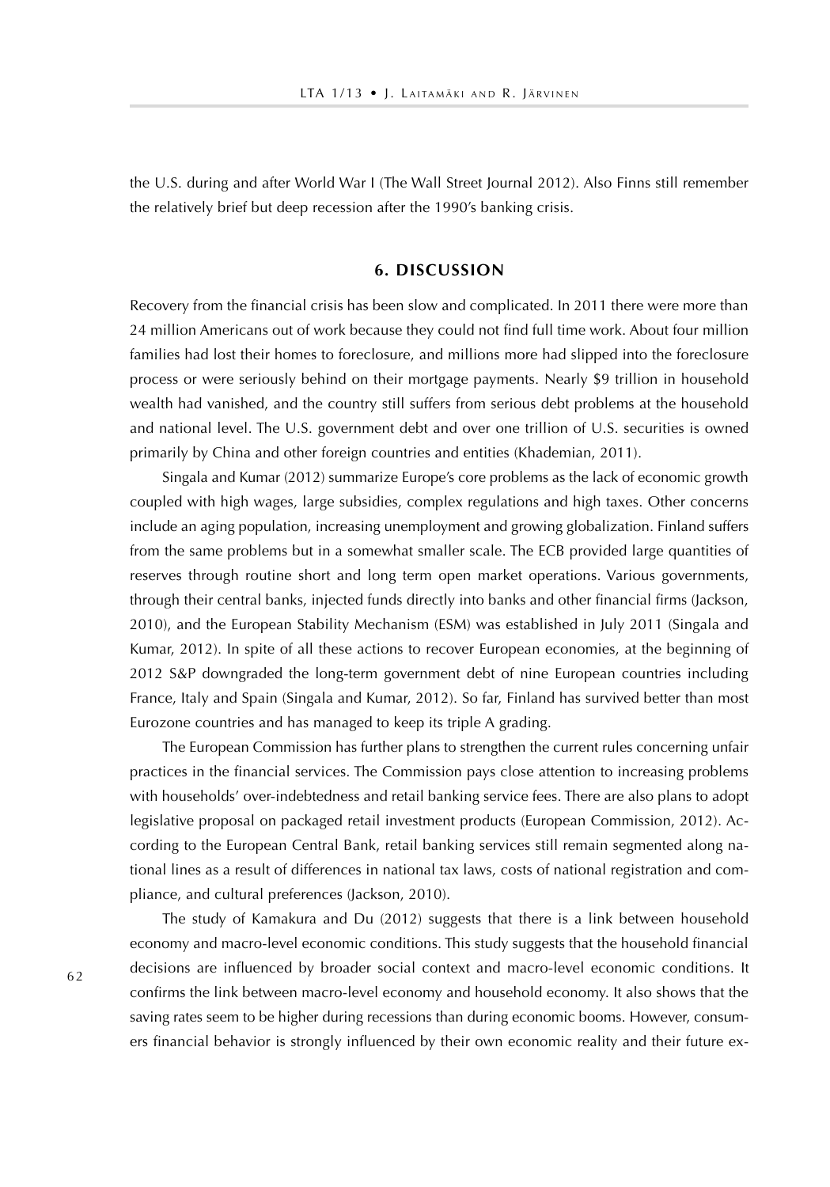the U.S. during and after World War I (The Wall Street Journal 2012). Also Finns still remember the relatively brief but deep recession after the 1990's banking crisis.

## 6. DISCUSSION

Recovery from the financial crisis has been slow and complicated. In 2011 there were more than 24 million Americans out of work because they could not find full time work. About four million families had lost their homes to foreclosure, and millions more had slipped into the foreclosure process or were seriously behind on their mortgage payments. Nearly $9 trillion in household wealth had vanished, and the country still suffers from serious debt problems at the household and national level. The U.S. government debt and over one trillion of U.S. securities is owned primarily by China and other foreign countries and entities (Khademian, 2011).

Singala and Kumar (2012) summarize Europe's core problems as the lack of economic growth coupled with high wages, large subsidies, complex regulations and high taxes. Other concerns include an aging population, increasing unemployment and growing globalization. Finland suffers from the same problems but in a somewhat smaller scale. The ECB provided large quantities of reserves through routine short and long term open market operations. Various governments, through their central banks, injected funds directly into banks and other financial firms (Jackson, 2010), and the European Stability Mechanism (ESM) was established in July 2011 (Singala and Kumar, 2012). In spite of all these actions to recover European economies, at the beginning of 2012 S&P downgraded the long-term government debt of nine European countries including France, Italy and Spain (Singala and Kumar, 2012). So far, Finland has survived better than most Eurozone countries and has managed to keep its triple A grading.

The European Commission has further plans to strengthen the current rules concerning unfair practices in the financial services. The Commission pays close attention to increasing problems with households' over-indebtedness and retail banking service fees. There are also plans to adopt legislative proposal on packaged retail investment products (European Commission, 2012). According to the European Central Bank, retail banking services still remain segmented along national lines as a result of differences in national tax laws, costs of national registration and compliance, and cultural preferences (Jackson, 2010).

The study of Kamakura and Du (2012) suggests that there is a link between household economy and macro-level economic conditions. This study suggests that the household financial decisions are influenced by broader social context and macro-level economic conditions. It confirms the link between macro-level economy and household economy. It also shows that the saving rates seem to be higher during recessions than during economic booms. However, consumers financial behavior is strongly influenced by their own economic reality and their future ex-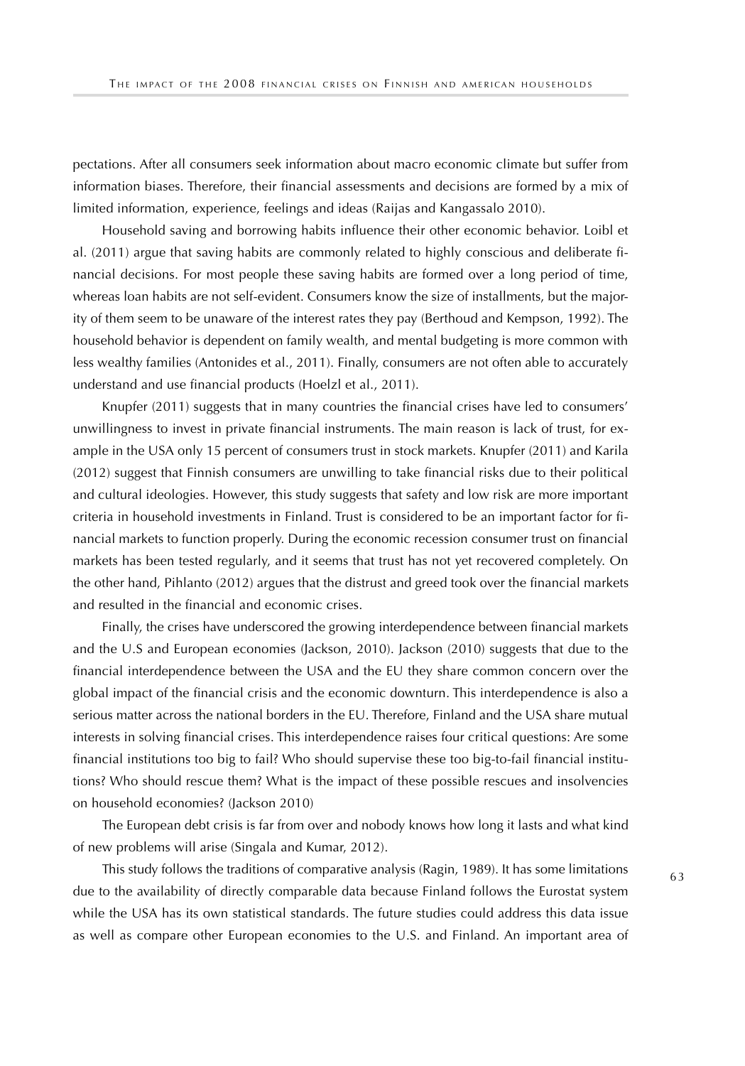pectations. After all consumers seek information about macro economic climate but suffer from information biases. Therefore, their financial assessments and decisions are formed by a mix of limited information, experience, feelings and ideas (Raijas and Kangassalo 2010).

Household saving and borrowing habits influence their other economic behavior. Loibl et al. (2011) argue that saving habits are commonly related to highly conscious and deliberate financial decisions. For most people these saving habits are formed over a long period of time, whereas loan habits are not self-evident. Consumers know the size of installments, but the majority of them seem to be unaware of the interest rates they pay (Berthoud and Kempson, 1992). The household behavior is dependent on family wealth, and mental budgeting is more common with less wealthy families (Antonides et al., 2011). Finally, consumers are not often able to accurately understand and use financial products (Hoelzl et al., 2011).

Knupfer (2011) suggests that in many countries the financial crises have led to consumers' unwillingness to invest in private financial instruments. The main reason is lack of trust, for example in the USA only 15 percent of consumers trust in stock markets. Knupfer (2011) and Karila (2012) suggest that Finnish consumers are unwilling to take financial risks due to their political and cultural ideologies. However, this study suggests that safety and low risk are more important criteria in household investments in Finland. Trust is considered to be an important factor for financial markets to function properly. During the economic recession consumer trust on financial markets has been tested regularly, and it seems that trust has not yet recovered completely. On the other hand, Pihlanto (2012) argues that the distrust and greed took over the financial markets and resulted in the financial and economic crises.

Finally, the crises have underscored the growing interdependence between financial markets and the U.S and European economies (Jackson, 2010). Jackson (2010) suggests that due to the financial interdependence between the USA and the EU they share common concern over the global impact of the financial crisis and the economic downturn. This interdependence is also a serious matter across the national borders in the EU. Therefore, Finland and the USA share mutual interests in solving financial crises. This interdependence raises four critical questions: Are some financial institutions too big to fail? Who should supervise these too big-to-fail financial institutions? Who should rescue them? What is the impact of these possible rescues and insolvencies on household economies? (Jackson 2010)

The European debt crisis is far from over and nobody knows how long it lasts and what kind of new problems will arise (Singala and Kumar, 2012).

This study follows the traditions of comparative analysis (Ragin, 1989). It has some limitations due to the availability of directly comparable data because Finland follows the Eurostat system while the USA has its own statistical standards. The future studies could address this data issue as well as compare other European economies to the U.S. and Finland. An important area of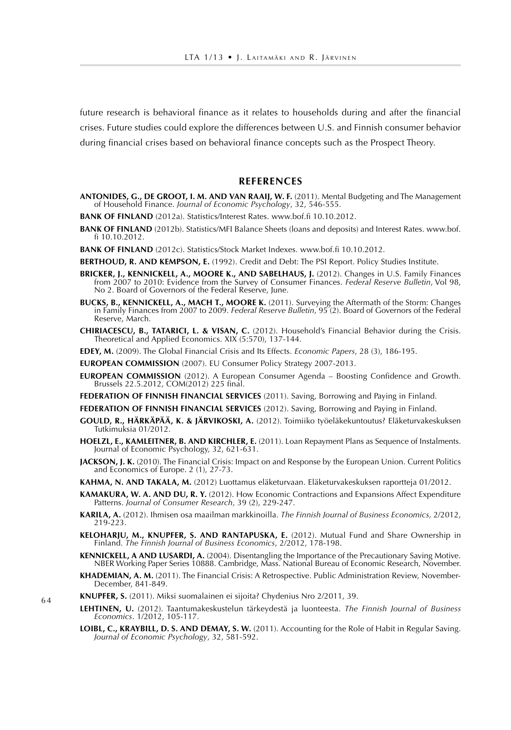future research is behavioral finance as it relates to households during and after the financial crises. Future studies could explore the differences between U.S. and Finnish consumer behavior during financial crises based on behavioral finance concepts such as the Prospect Theory.

## REFERENCES

**ANTONIDES, G., DE GROOT, I. M. AND VAN RAAIJ, W. F.** (2011). Mental Budgeting and The Management of Household Finance. *Journal of Economic Psychology*, 32, 546-555.

**BANK OF FINLAND** (2012a). Statistics/Interest Rates. www.bof.fi 10.10.2012.

**BANK OF FINLAND** (2012b). Statistics/MFI Balance Sheets (loans and deposits) and Interest Rates. www.bof.fi 10.10.2012.

**BANK OF FINLAND** (2012c). Statistics/Stock Market Indexes. www.bof.fi 10.10.2012.

**BERTHOUD, R. AND KEMPSON, E.** (1992). Credit and Debt: The PSI Report. Policy Studies Institute.

**BRICKER, J., KENNICKELL, A., MOORE K., AND SABELHAUS, J.** (2012). Changes in U.S. Family Finances from 2007 to 2010: Evidence from the Survey of Consumer Finances. *Federal Reserve Bulletin*, Vol 98, No 2. Board of Governors of the Federal Reserve, June.

**BUCKS, B., KENNICKELL, A., MACH T., MOORE K.** (2011). Surveying the Aftermath of the Storm: Changes in Family Finances from 2007 to 2009. *Federal Reserve Bulletin*, 95 (2). Board of Governors of the Federal Reserve, March.

**CHIRIACESCU, B., TATARICI, L. & VISAN, C.** (2012). Household's Financial Behavior during the Crisis. Theoretical and Applied Economics. XIX (5:570), 137-144.

**EDEY, M.** (2009). The Global Financial Crisis and Its Effects. *Economic Papers*, 28 (3), 186-195.

**EUROPEAN COMMISSION** (2007). EU Consumer Policy Strategy 2007-2013.

**EUROPEAN COMMISSION** (2012). A European Consumer Agenda – Boosting Confidence and Growth. Brussels 22.5.2012, COM(2012) 225 final.

**FEDERATION OF FINNISH FINANCIAL SERVICES** (2011). Saving, Borrowing and Paying in Finland.

**FEDERATION OF FINNISH FINANCIAL SERVICES** (2012). Saving, Borrowing and Paying in Finland.

**GOULD, R., HÄRKÄPÄÄ, K. & JÄRVIKOSKI, A.** (2012). Toimiiko työeläkekuntoutus? Eläketurvakeskuksen Tutkimuksia 01/2012.

**HOELZL, E., KAMLEITNER, B. AND KIRCHLER, E.** (2011). Loan Repayment Plans as Sequence of Instalments. Journal of Economic Psychology, 32, 621-631.

**JACKSON, J. K.** (2010). The Financial Crisis: Impact on and Response by the European Union. Current Politics and Economics of Europe. 2 (1), 27-73.

**KAHMA, N. AND TAKALA, M.** (2012) Luottamus eläketurvaan. Eläketurvakeskuksen raportteja 01/2012.

**KAMAKURA, W. A. AND DU, R. Y.** (2012). How Economic Contractions and Expansions Affect Expenditure Patterns. *Journal of Consumer Research*, 39 (2), 229-247.

**KARILA, A.** (2012). Ihmisen osa maailman markkinoilla. *The Finnish Journal of Business Economics*, 2/2012, 219-223.

**KELOHARJU, M., KNUPFER, S. AND RANTAPUSKA, E.** (2012). Mutual Fund and Share Ownership in Finland. *The Finnish Journal of Business Economics*, 2/2012, 178-198.

**KENNICKELL, A AND LUSARDI, A.** (2004). Disentangling the Importance of the Precautionary Saving Motive. NBER Working Paper Series 10888. Cambridge, Mass. National Bureau of Economic Research, November.

**KHADEMIAN, A. M.** (2011). The Financial Crisis: A Retrospective. Public Administration Review, November-December, 841-849.

**KNUPFER, S.** (2011). Miksi suomalainen ei sijoita? Chydenius Nro 2/2011, 39.

**LEHTINEN, U.** (2012). Taantumakeskustelun tärkeydestä ja luonteesta. *The Finnish Journal of Business Economics*. 1/2012, 105-117.

**LOIBL, C., KRAYBILL, D. S. AND DEMAY, S. W.** (2011). Accounting for the Role of Habit in Regular Saving. *Journal of Economic Psychology*, 32, 581-592.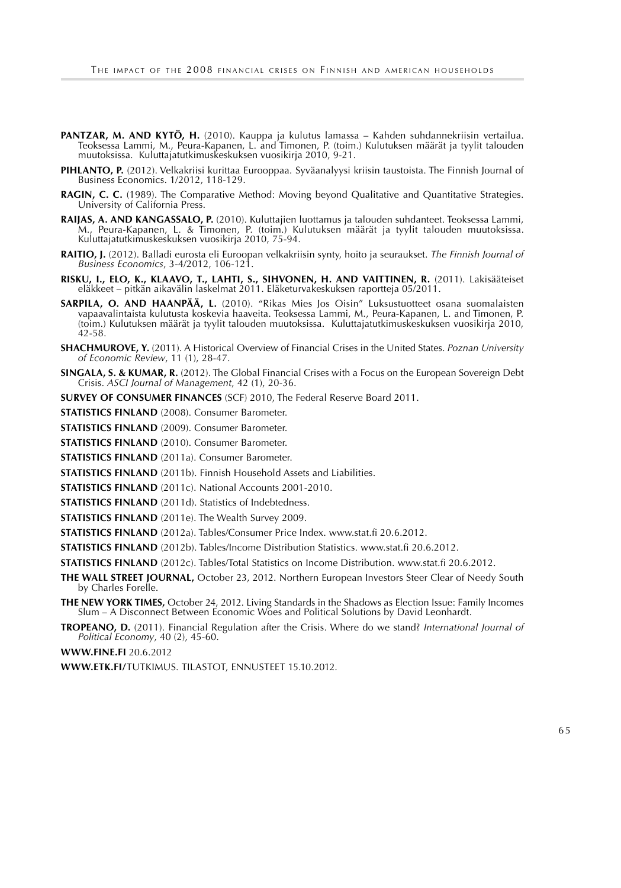**PANTZAR, M. AND KYTÖ, H.** (2010). Kauppa ja kulutus lamassa – Kahden suhdannekriisin vertailua. Teoksessa Lammi, M., Peura-Kapanen, L. and Timonen, P. (toim.) Kulutuksen määrät ja tyylit talouden muutoksissa. Kuluttajatutkimuskeskuksen vuosikirja 2010, 9-21.

**PIHLANTO, P.** (2012). Velkakriisi kurittaa Eurooppaa. Syväanalyysi kriisin taustoista. The Finnish Journal of Business Economics. 1/2012, 118-129.

**RAGIN, C. C.** (1989). The Comparative Method: Moving beyond Qualitative and Quantitative Strategies. University of California Press.

**RAIJAS, A. AND KANGASSALO, P.** (2010). Kuluttajien luottamus ja talouden suhdanteet. Teoksessa Lammi, M., Peura-Kapanen, L. & Timonen, P. (toim.) Kulutuksen määrät ja tyylit talouden muutoksissa. Kuluttajatutkimuskeskuksen vuosikirja 2010, 75-94.

**RAITIO, J.** (2012). Balladi eurosta eli Euroopan velkakriisin synty, hoito ja seuraukset. *The Finnish Journal of Business Economics*, 3-4/2012, 106-121.

**RISKU, I., ELO, K., KLAAVO, T., LAHTI, S., SIHVONEN, H. AND VAITTINEN, R.** (2011). Lakisääteiset eläkkeet – pitkän aikavälin laskelmat 2011. Eläketurvakeskuksen raportteja 05/2011.

**SARPILA, O. AND HAANPÄÄ, L.** (2010). "Rikas Mies Jos Oisin" Luksustuotteet osana suomalaisten vapaavalintaista kulutusta koskevia haaveita. Teoksessa Lammi, M., Peura-Kapanen, L. and Timonen, P. (toim.) Kulutuksen määrät ja tyylit talouden muutoksissa. Kuluttajatutkimuskeskuksen vuosikirja 2010, 42-58.

**SHACHMUROVE, Y.** (2011). A Historical Overview of Financial Crises in the United States. *Poznan University of Economic Review*, 11 (1), 28-47.

**SINGALA, S. & KUMAR, R.** (2012). The Global Financial Crises with a Focus on the European Sovereign Debt Crisis. *ASCI Journal of Management*, 42 (1), 20-36.

**SURVEY OF CONSUMER FINANCES** (SCF) 2010, The Federal Reserve Board 2011.

**STATISTICS FINLAND** (2008). Consumer Barometer.

**STATISTICS FINLAND** (2009). Consumer Barometer.

**STATISTICS FINLAND** (2010). Consumer Barometer.

**STATISTICS FINLAND** (2011a). Consumer Barometer.

**STATISTICS FINLAND** (2011b). Finnish Household Assets and Liabilities.

**STATISTICS FINLAND** (2011c). National Accounts 2001-2010.

**STATISTICS FINLAND** (2011d). Statistics of Indebtedness.

**STATISTICS FINLAND** (2011e). The Wealth Survey 2009.

**STATISTICS FINLAND** (2012a). Tables/Consumer Price Index. www.stat.fi 20.6.2012.

**STATISTICS FINLAND** (2012b). Tables/Income Distribution Statistics. www.stat.fi 20.6.2012.

**STATISTICS FINLAND** (2012c). Tables/Total Statistics on Income Distribution. www.stat.fi 20.6.2012.

**THE WALL STREET JOURNAL,** October 23, 2012. Northern European Investors Steer Clear of Needy South by Charles Forelle.

**THE NEW YORK TIMES,** October 24, 2012. Living Standards in the Shadows as Election Issue: Family Incomes Slum – A Disconnect Between Economic Woes and Political Solutions by David Leonhardt.

**TROPEANO, D.** (2011). Financial Regulation after the Crisis. Where do we stand? *International Journal of Political Economy*, 40 (2), 45-60.

**WWW.FINE.FI** 20.6.2012

**WWW.ETK.FI/**TUTKIMUS. TILASTOT, ENNUSTEET 15.10.2012.